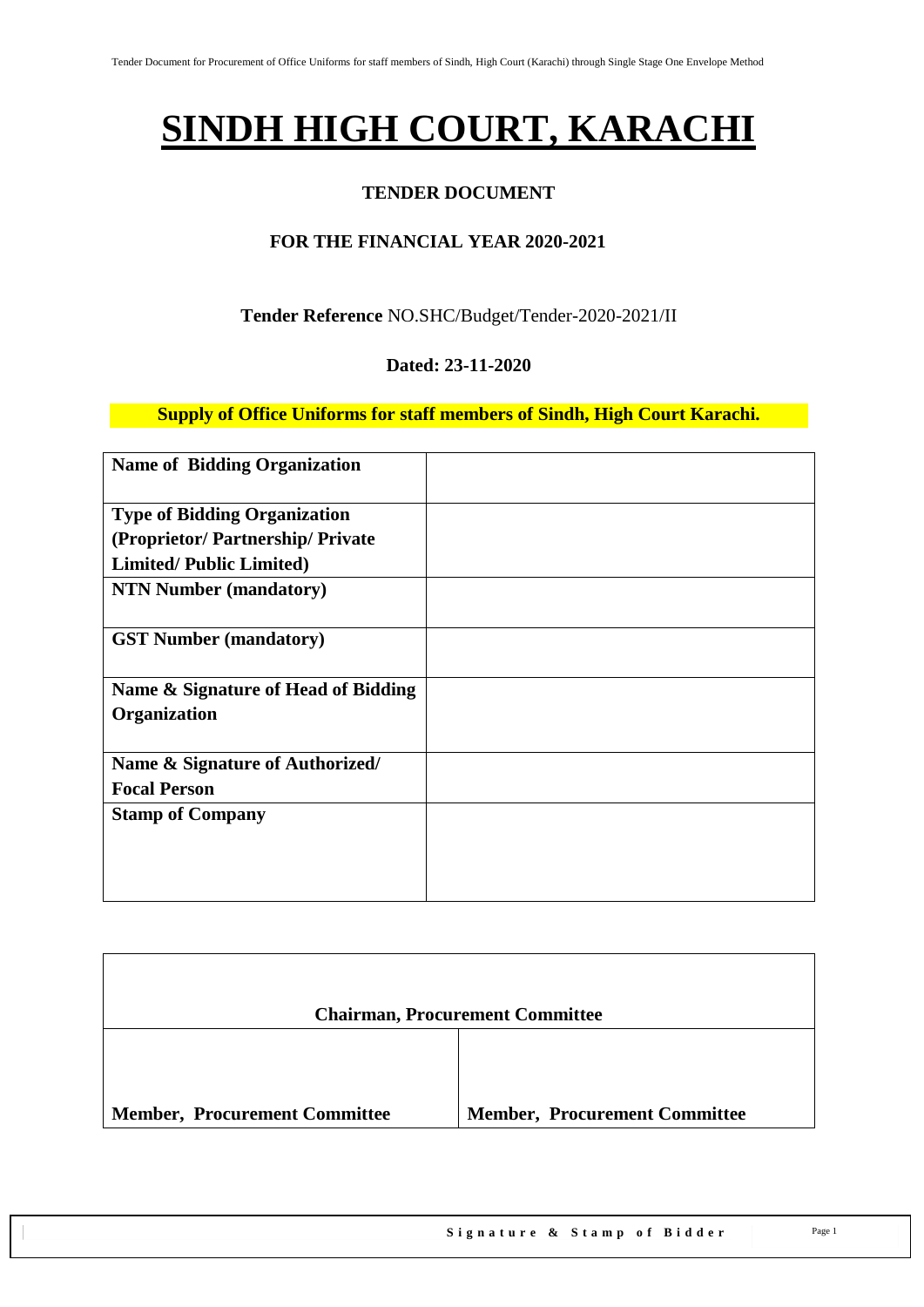# SINDH HIGH COURT, KARACHI

**TENDER DOCUMENT**

**FOR THE FINANCIAL YEAR 2020-2021**

**Tender Reference** NO.SHC/Budget/Tender-2020-2021/II

**Dated: 23-11-2020**

**Supply of Office Uniforms for staff members of Sindh, High Court Karachi.**

| | |
|---|---|
| **Name of Bidding Organization** | |
| **Type of Bidding Organization (Proprietor/ Partnership/ Private Limited/ Public Limited)** | |
| **NTN Number (mandatory)** | |
| **GST Number (mandatory)** | |
| **Name & Signature of Head of Bidding Organization** | |
| **Name & Signature of Authorized/ Focal Person** | |
| **Stamp of Company** | |

| **Chairman, Procurement Committee** | |
|---|---|
| **Member, Procurement Committee** | **Member, Procurement Committee** |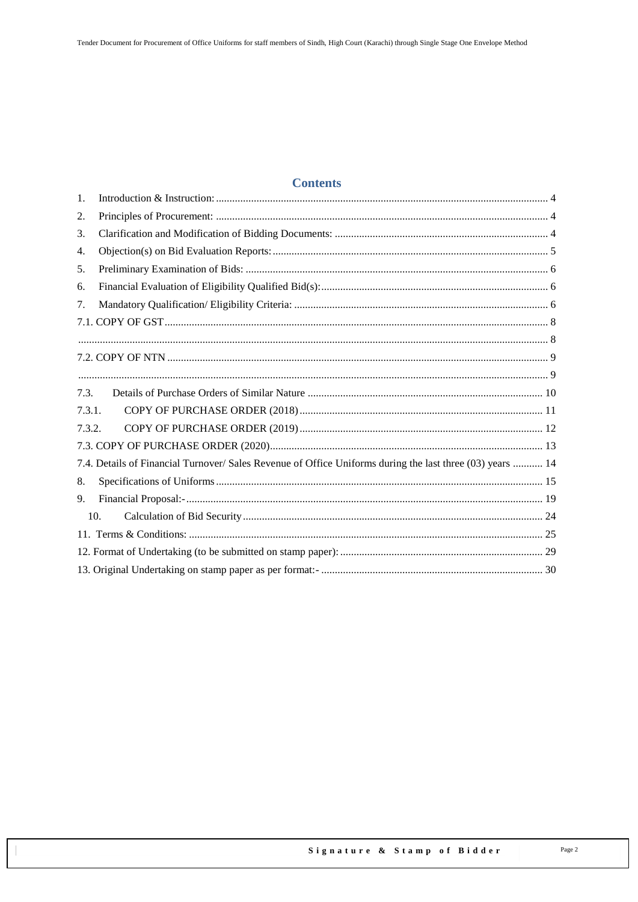## Contents

1. Introduction & Instruction: ........ 4
2. Principles of Procurement: ........ 4
3. Clarification and Modification of Bidding Documents: ........ 4
4. Objection(s) on Bid Evaluation Reports: ........ 5
5. Preliminary Examination of Bids: ........ 6
6. Financial Evaluation of Eligibility Qualified Bid(s): ........ 6
7. Mandatory Qualification/ Eligibility Criteria: ........ 6

7.1. COPY OF GST ........ 8

........ 8

7.2. COPY OF NTN ........ 9

........ 9

7.3. Details of Purchase Orders of Similar Nature ........ 10

7.3.1. COPY OF PURCHASE ORDER (2018) ........ 11

7.3.2. COPY OF PURCHASE ORDER (2019) ........ 12

7.3. COPY OF PURCHASE ORDER (2020) ........ 13

7.4. Details of Financial Turnover/ Sales Revenue of Office Uniforms during the last three (03) years ........ 14

8. Specifications of Uniforms ........ 15
9. Financial Proposal:- ........ 19
10. Calculation of Bid Security ........ 24

11. Terms & Conditions: ........ 25

12. Format of Undertaking (to be submitted on stamp paper): ........ 29

13. Original Undertaking on stamp paper as per format:- ........ 30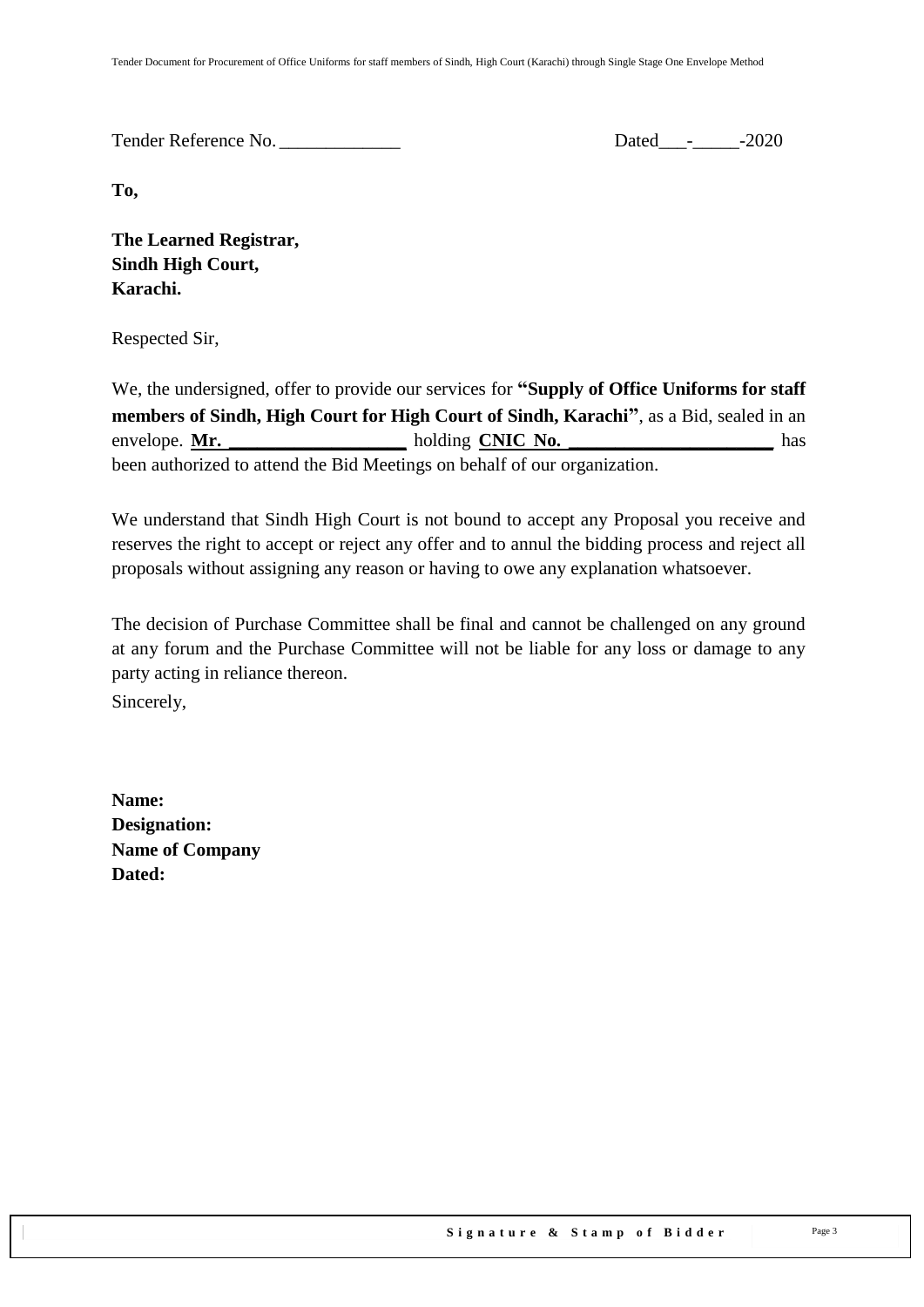Tender Reference No. \_\_\_\_\_\_\_\_\_\_\_\_\_ Dated\_\_\_-\_\_\_\_\_-2020

**To,**

**The Learned Registrar,**
**Sindh High Court,**
**Karachi.**

Respected Sir,

We, the undersigned, offer to provide our services for **"Supply of Office Uniforms for staff members of Sindh, High Court for High Court of Sindh, Karachi"**, as a Bid, sealed in an envelope. **Mr. \_\_\_\_\_\_\_\_\_\_\_\_\_\_\_\_\_\_\_** holding **CNIC No. \_\_\_\_\_\_\_\_\_\_\_\_\_\_\_\_\_\_\_\_\_\_** has been authorized to attend the Bid Meetings on behalf of our organization.

We understand that Sindh High Court is not bound to accept any Proposal you receive and reserves the right to accept or reject any offer and to annul the bidding process and reject all proposals without assigning any reason or having to owe any explanation whatsoever.

The decision of Purchase Committee shall be final and cannot be challenged on any ground at any forum and the Purchase Committee will not be liable for any loss or damage to any party acting in reliance thereon.

Sincerely,

**Name:**
**Designation:**
**Name of Company**
**Dated:**

**Signature & Stamp of Bidder**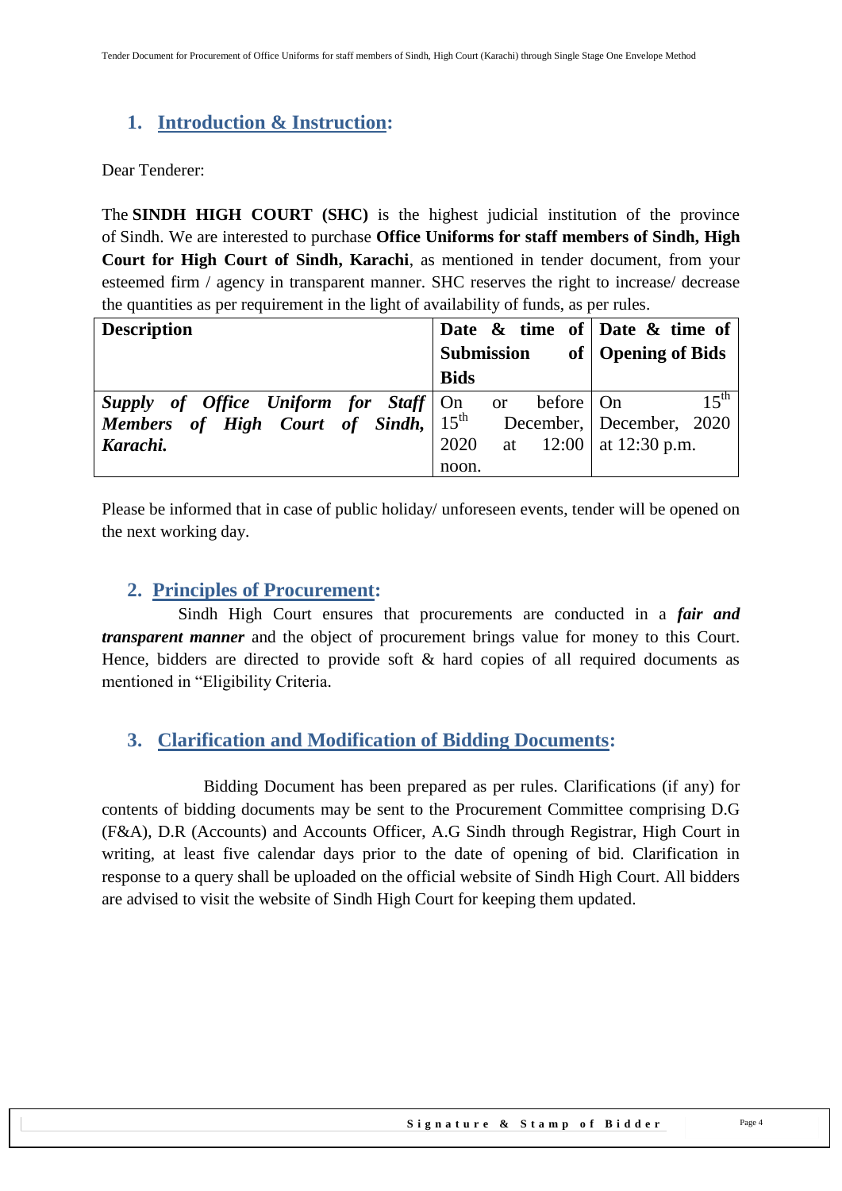## 1. Introduction & Instruction:

Dear Tenderer:

The **SINDH HIGH COURT (SHC)** is the highest judicial institution of the province of Sindh. We are interested to purchase **Office Uniforms for staff members of Sindh, High Court for High Court of Sindh, Karachi**, as mentioned in tender document, from your esteemed firm / agency in transparent manner. SHC reserves the right to increase/ decrease the quantities as per requirement in the light of availability of funds, as per rules.

| **Description** | **Date & time of Submission of Bids** | **Date & time of Opening of Bids** |
|---|---|---|
| ***Supply of Office Uniform for Staff Members of High Court of Sindh, Karachi.*** | On or before 15th December, 2020 at 12:00 noon. | On 15th December, 2020 at 12:30 p.m. |

Please be informed that in case of public holiday/ unforeseen events, tender will be opened on the next working day.

## 2. Principles of Procurement:

Sindh High Court ensures that procurements are conducted in a ***fair and transparent manner*** and the object of procurement brings value for money to this Court. Hence, bidders are directed to provide soft & hard copies of all required documents as mentioned in "Eligibility Criteria.

## 3. Clarification and Modification of Bidding Documents:

Bidding Document has been prepared as per rules. Clarifications (if any) for contents of bidding documents may be sent to the Procurement Committee comprising D.G (F&A), D.R (Accounts) and Accounts Officer, A.G Sindh through Registrar, High Court in writing, at least five calendar days prior to the date of opening of bid. Clarification in response to a query shall be uploaded on the official website of Sindh High Court. All bidders are advised to visit the website of Sindh High Court for keeping them updated.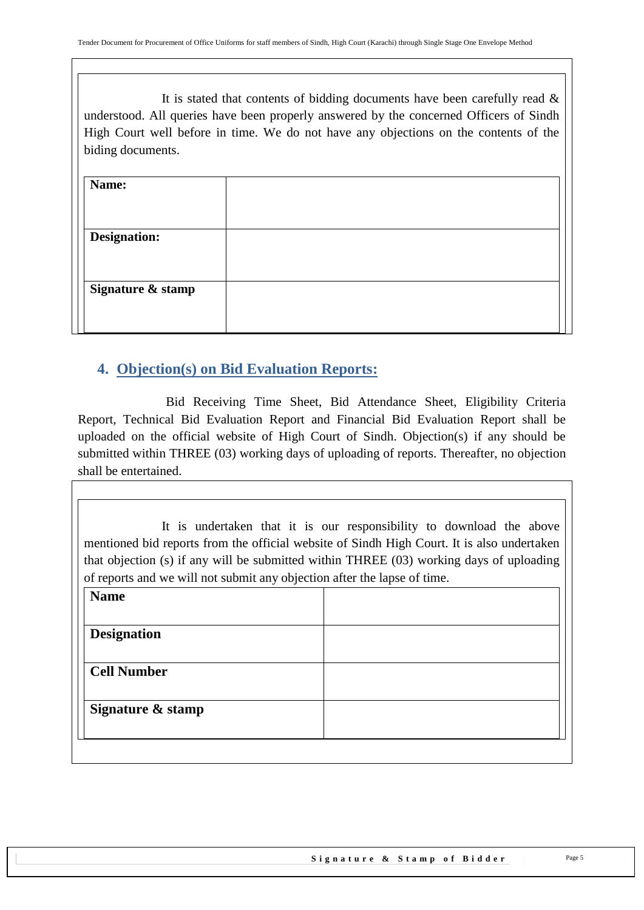It is stated that contents of bidding documents have been carefully read & understood. All queries have been properly answered by the concerned Officers of Sindh High Court well before in time. We do not have any objections on the contents of the biding documents.

| **Name:** | |
|---|---|
| **Designation:** | |
| **Signature & stamp** | |

## 4. Objection(s) on Bid Evaluation Reports:

Bid Receiving Time Sheet, Bid Attendance Sheet, Eligibility Criteria Report, Technical Bid Evaluation Report and Financial Bid Evaluation Report shall be uploaded on the official website of High Court of Sindh. Objection(s) if any should be submitted within THREE (03) working days of uploading of reports. Thereafter, no objection shall be entertained.

It is undertaken that it is our responsibility to download the above mentioned bid reports from the official website of Sindh High Court. It is also undertaken that objection (s) if any will be submitted within THREE (03) working days of uploading of reports and we will not submit any objection after the lapse of time.

| **Name** | |
|---|---|
| **Designation** | |
| **Cell Number** | |
| **Signature & stamp** | |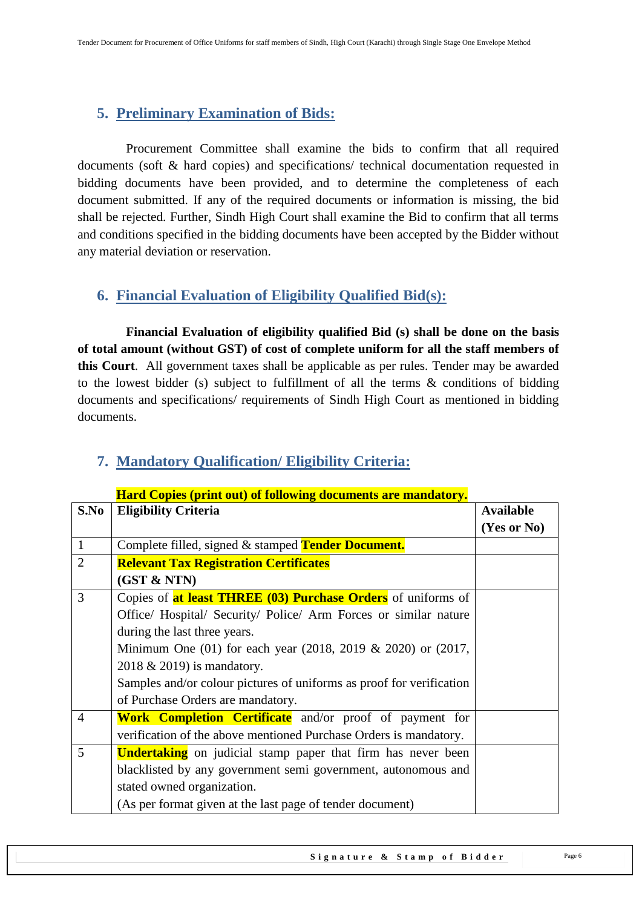## 5. Preliminary Examination of Bids:

Procurement Committee shall examine the bids to confirm that all required documents (soft & hard copies) and specifications/ technical documentation requested in bidding documents have been provided, and to determine the completeness of each document submitted. If any of the required documents or information is missing, the bid shall be rejected. Further, Sindh High Court shall examine the Bid to confirm that all terms and conditions specified in the bidding documents have been accepted by the Bidder without any material deviation or reservation.

## 6. Financial Evaluation of Eligibility Qualified Bid(s):

**Financial Evaluation of eligibility qualified Bid (s) shall be done on the basis of total amount (without GST) of cost of complete uniform for all the staff members of this Court**. All government taxes shall be applicable as per rules. Tender may be awarded to the lowest bidder (s) subject to fulfillment of all the terms & conditions of bidding documents and specifications/ requirements of Sindh High Court as mentioned in bidding documents.

## 7. Mandatory Qualification/ Eligibility Criteria:

**Hard Copies (print out) of following documents are mandatory.**

| S.No | Eligibility Criteria | Available (Yes or No) |
|---|---|---|
| 1 | Complete filled, signed & stamped **Tender Document.** | |
| 2 | **Relevant Tax Registration Certificates (GST & NTN)** | |
| 3 | Copies of **at least THREE (03) Purchase Orders** of uniforms of Office/ Hospital/ Security/ Police/ Arm Forces or similar nature during the last three years.<br>Minimum One (01) for each year (2018, 2019 & 2020) or (2017, 2018 & 2019) is mandatory.<br>Samples and/or colour pictures of uniforms as proof for verification of Purchase Orders are mandatory. | |
| 4 | **Work Completion Certificate** and/or proof of payment for verification of the above mentioned Purchase Orders is mandatory. | |
| 5 | **Undertaking** on judicial stamp paper that firm has never been blacklisted by any government semi government, autonomous and stated owned organization.<br>(As per format given at the last page of tender document) | |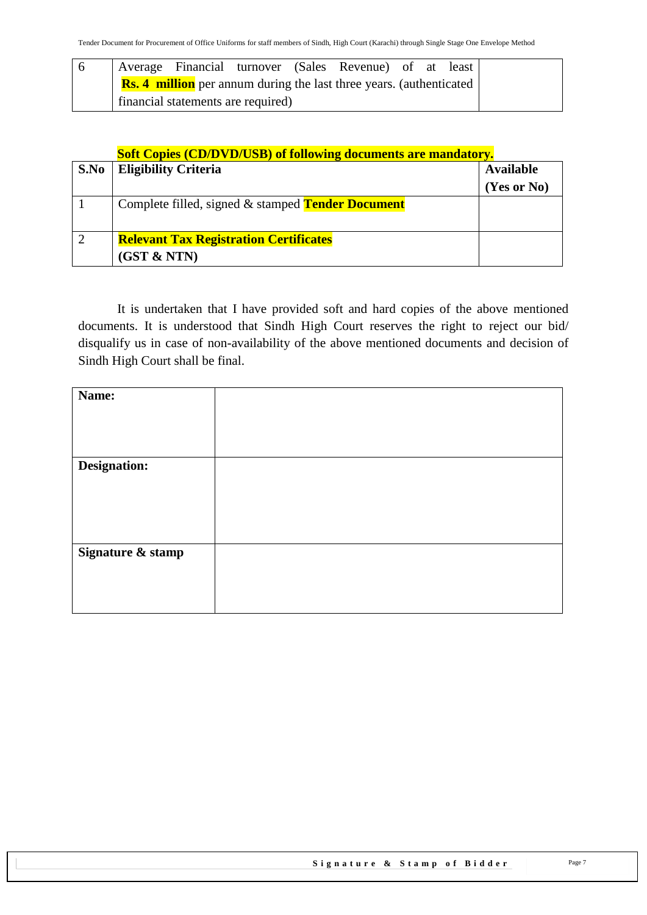| | | |
|---|---|---|
| 6 | Average Financial turnover (Sales Revenue) of at least **Rs. 4 million** per annum during the last three years. (authenticated financial statements are required) | |

**Soft Copies (CD/DVD/USB) of following documents are mandatory.**

| S.No | Eligibility Criteria | Available (Yes or No) |
|---|---|---|
| 1 | Complete filled, signed & stamped **Tender Document** | |
| 2 | **Relevant Tax Registration Certificates (GST & NTN)** | |

It is undertaken that I have provided soft and hard copies of the above mentioned documents. It is understood that Sindh High Court reserves the right to reject our bid/ disqualify us in case of non-availability of the above mentioned documents and decision of Sindh High Court shall be final.

| | |
|---|---|
| **Name:** | |
| **Designation:** | |
| **Signature & stamp** | |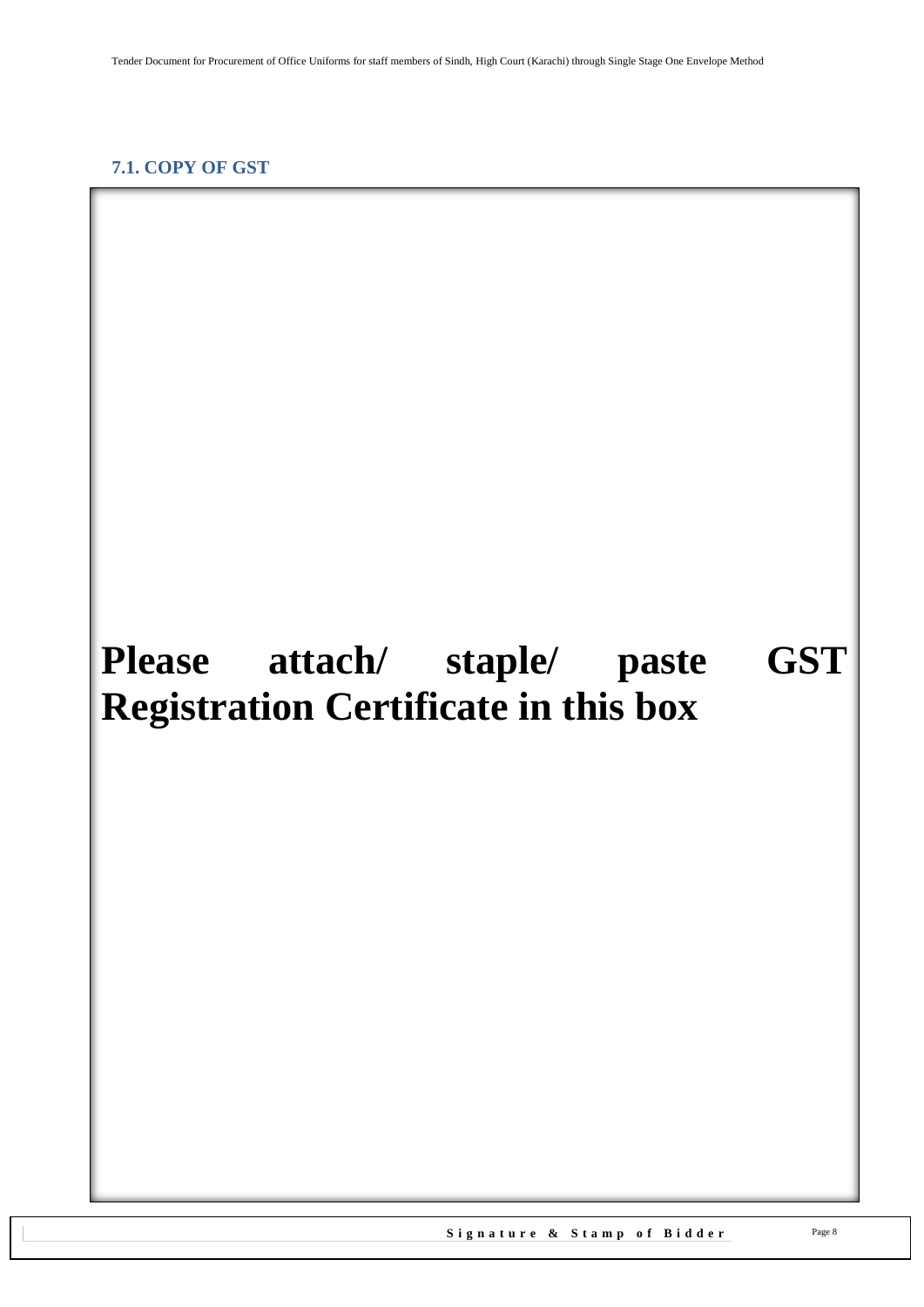### 7.1. COPY OF GST

**Please attach/ staple/ paste GST Registration Certificate in this box**

**Signature & Stamp of Bidder**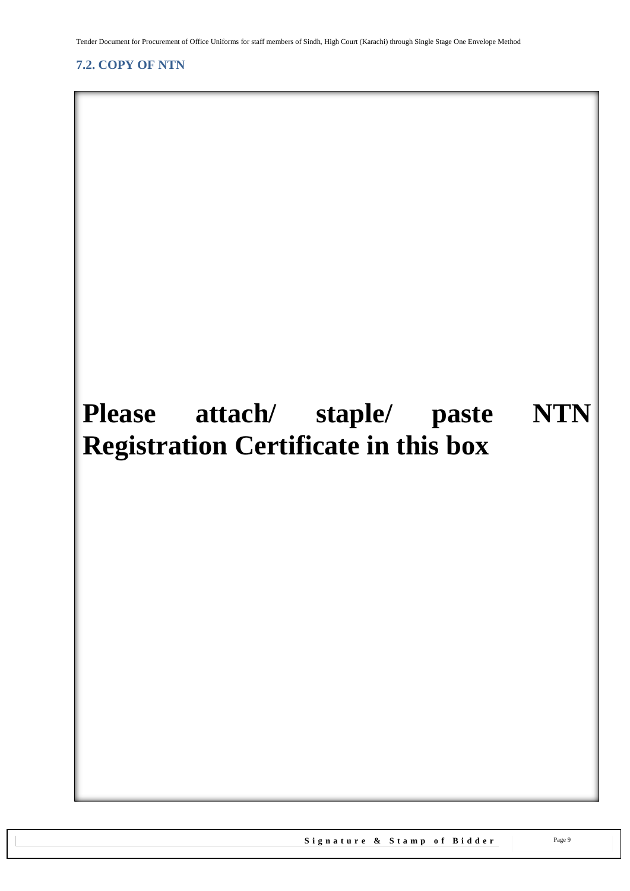### 7.2. COPY OF NTN

**Please attach/ staple/ paste NTN Registration Certificate in this box**

**Signature & Stamp of Bidder**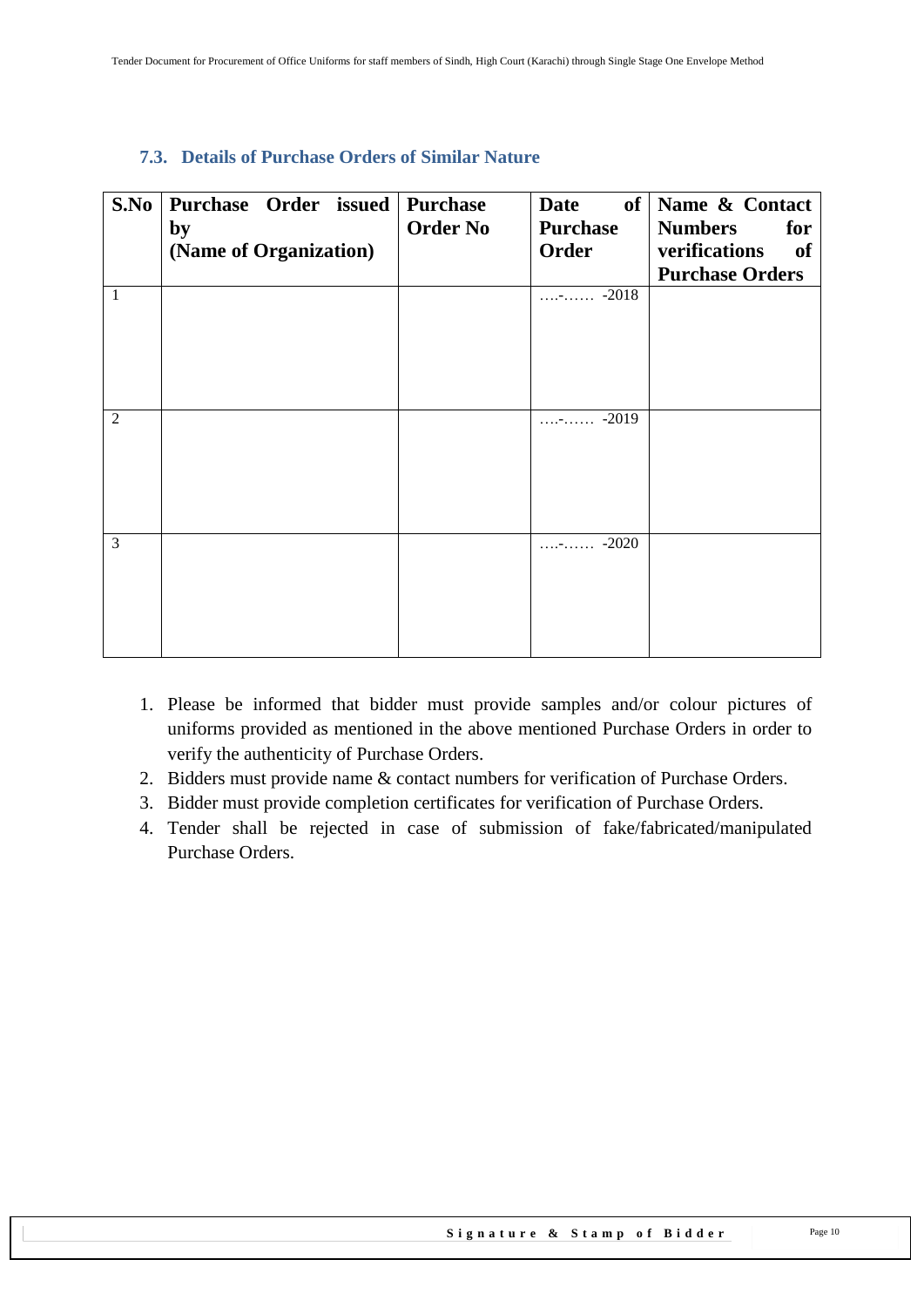### 7.3. Details of Purchase Orders of Similar Nature

| S.No | Purchase Order issued by (Name of Organization) | Purchase Order No | Date of Purchase Order | Name & Contact Numbers for verifications of Purchase Orders |
|---|---|---|---|---|
| 1 | | | ….-…… -2018 | |
| 2 | | | ….-…… -2019 | |
| 3 | | | ….-…… -2020 | |

1. Please be informed that bidder must provide samples and/or colour pictures of uniforms provided as mentioned in the above mentioned Purchase Orders in order to verify the authenticity of Purchase Orders.
2. Bidders must provide name & contact numbers for verification of Purchase Orders.
3. Bidder must provide completion certificates for verification of Purchase Orders.
4. Tender shall be rejected in case of submission of fake/fabricated/manipulated Purchase Orders.

**Signature & Stamp of Bidder**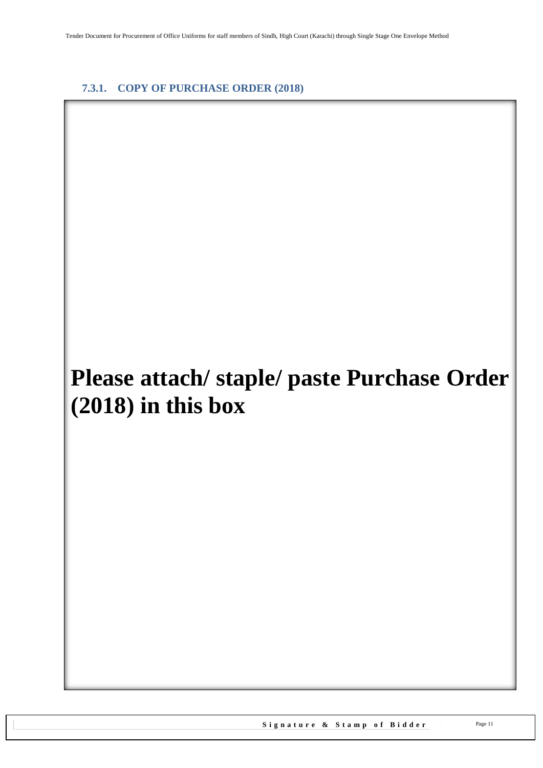### 7.3.1. COPY OF PURCHASE ORDER (2018)

**Please attach/ staple/ paste Purchase Order (2018) in this box**

**Signature & Stamp of Bidder**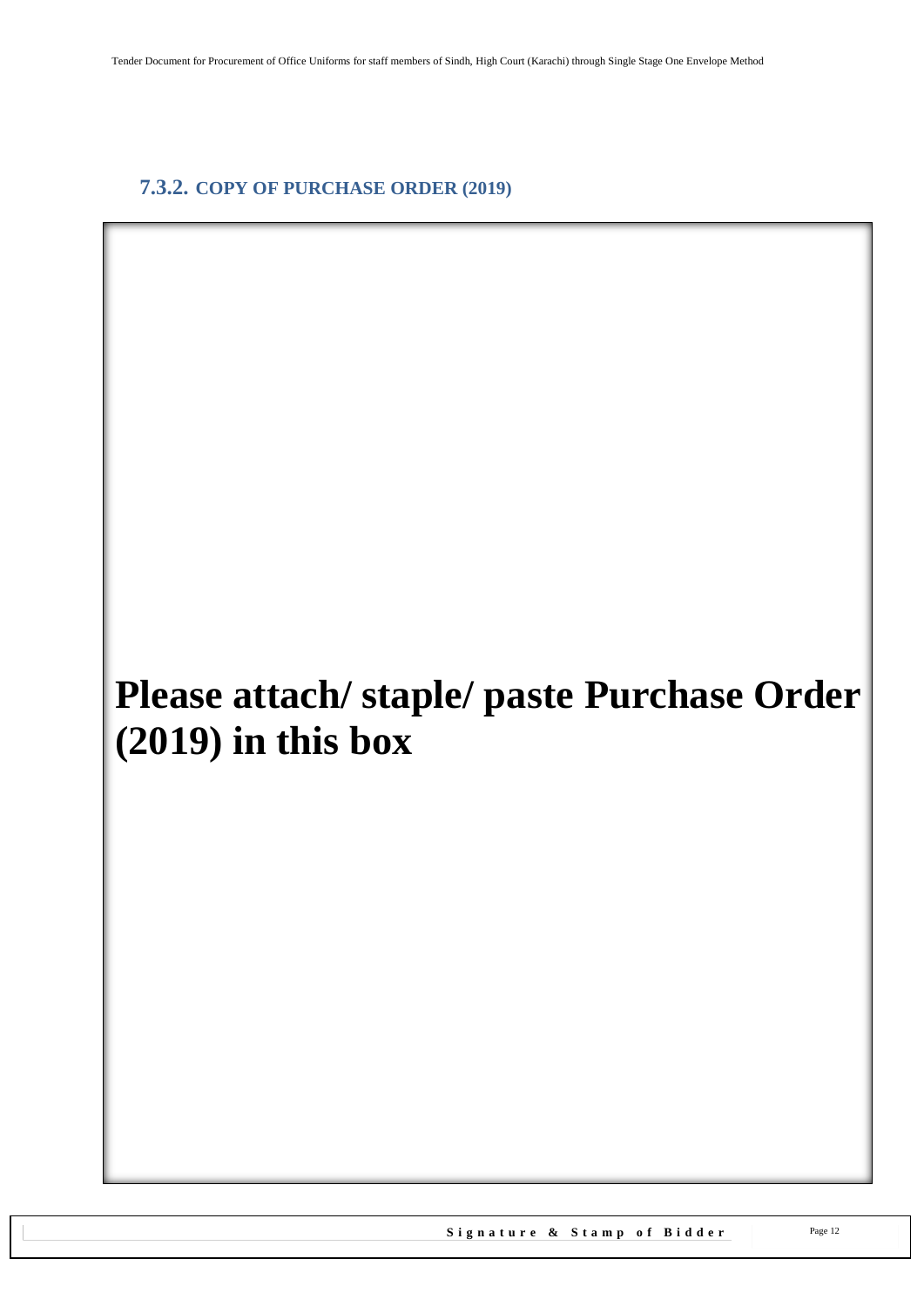### 7.3.2. COPY OF PURCHASE ORDER (2019)

**Please attach/ staple/ paste Purchase Order (2019) in this box**

**Signature & Stamp of Bidder**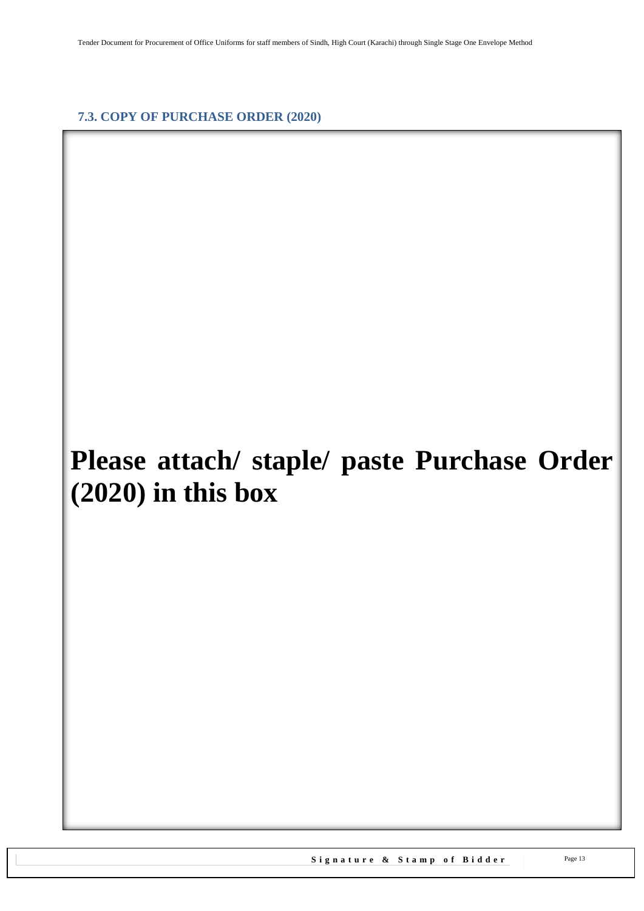### 7.3. COPY OF PURCHASE ORDER (2020)

**Please attach/ staple/ paste Purchase Order (2020) in this box**

**Signature & Stamp of Bidder**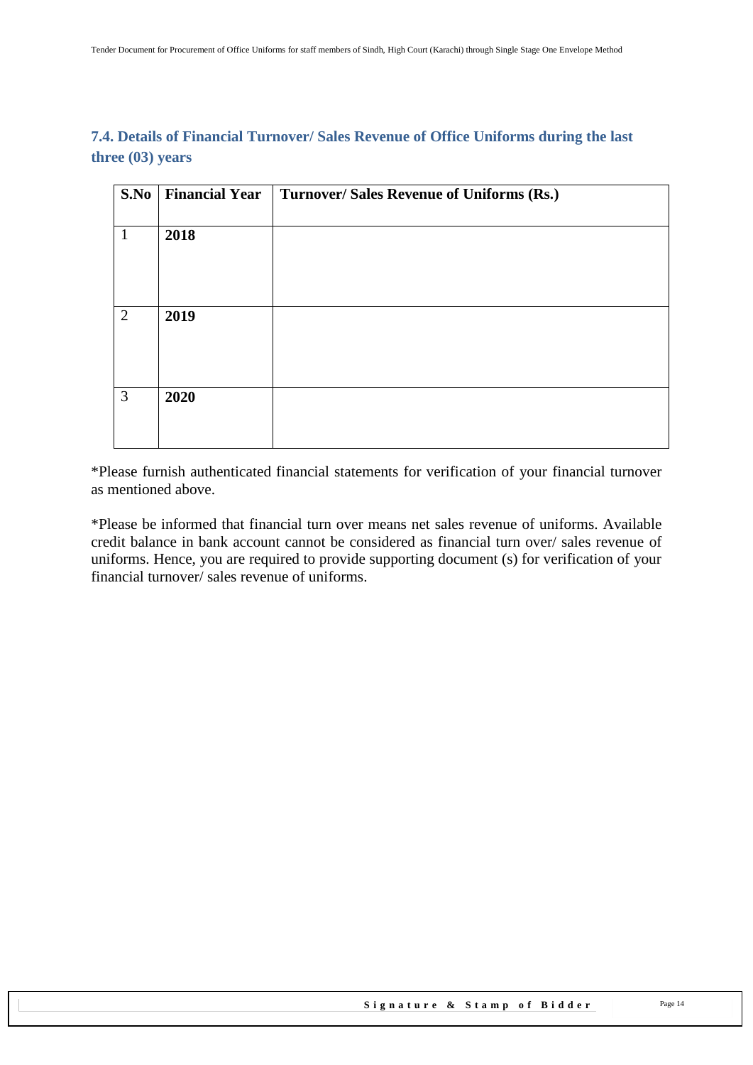### 7.4. Details of Financial Turnover/ Sales Revenue of Office Uniforms during the last three (03) years

| S.No | Financial Year | Turnover/ Sales Revenue of Uniforms (Rs.) |
|---|---|---|
| 1 | **2018** | |
| 2 | **2019** | |
| 3 | **2020** | |

*Please furnish authenticated financial statements for verification of your financial turnover as mentioned above.

*Please be informed that financial turn over means net sales revenue of uniforms. Available credit balance in bank account cannot be considered as financial turn over/ sales revenue of uniforms. Hence, you are required to provide supporting document (s) for verification of your financial turnover/ sales revenue of uniforms.

**Signature & Stamp of Bidder**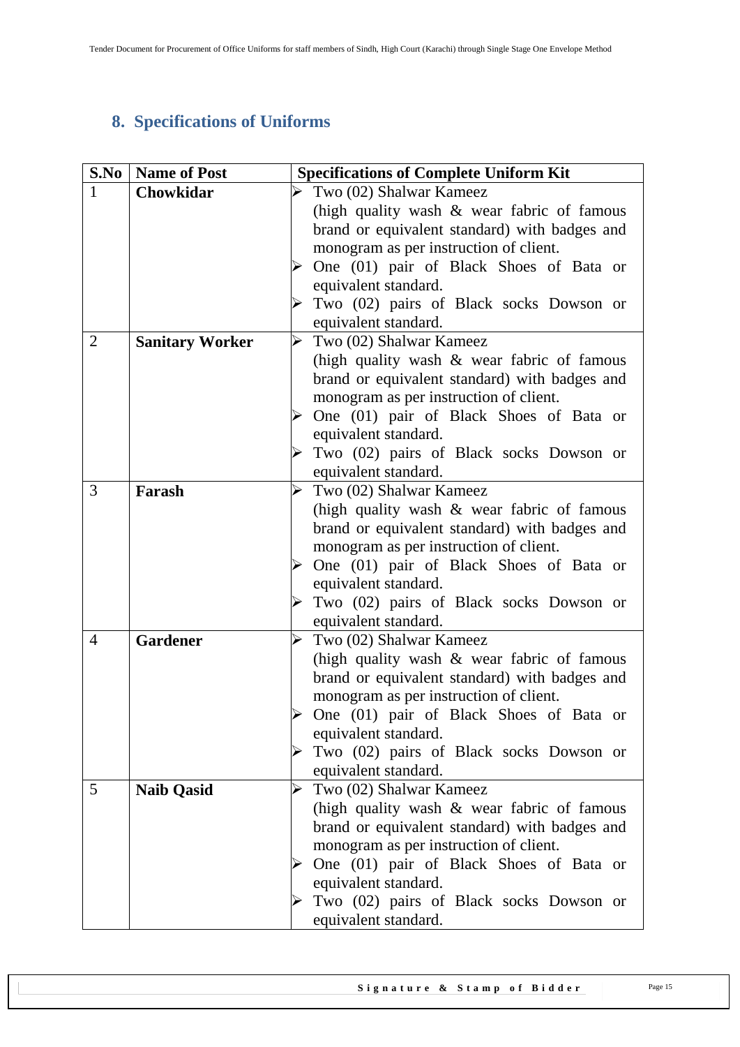## 8. Specifications of Uniforms

| S.No | Name of Post | Specifications of Complete Uniform Kit |
|---|---|---|
| 1 | **Chowkidar** | ➢ Two (02) Shalwar Kameez (high quality wash & wear fabric of famous brand or equivalent standard) with badges and monogram as per instruction of client.<br>➢ One (01) pair of Black Shoes of Bata or equivalent standard.<br>➢ Two (02) pairs of Black socks Dowson or equivalent standard. |
| 2 | **Sanitary Worker** | ➢ Two (02) Shalwar Kameez (high quality wash & wear fabric of famous brand or equivalent standard) with badges and monogram as per instruction of client.<br>➢ One (01) pair of Black Shoes of Bata or equivalent standard.<br>➢ Two (02) pairs of Black socks Dowson or equivalent standard. |
| 3 | **Farash** | ➢ Two (02) Shalwar Kameez (high quality wash & wear fabric of famous brand or equivalent standard) with badges and monogram as per instruction of client.<br>➢ One (01) pair of Black Shoes of Bata or equivalent standard.<br>➢ Two (02) pairs of Black socks Dowson or equivalent standard. |
| 4 | **Gardener** | ➢ Two (02) Shalwar Kameez (high quality wash & wear fabric of famous brand or equivalent standard) with badges and monogram as per instruction of client.<br>➢ One (01) pair of Black Shoes of Bata or equivalent standard.<br>➢ Two (02) pairs of Black socks Dowson or equivalent standard. |
| 5 | **Naib Qasid** | ➢ Two (02) Shalwar Kameez (high quality wash & wear fabric of famous brand or equivalent standard) with badges and monogram as per instruction of client.<br>➢ One (01) pair of Black Shoes of Bata or equivalent standard.<br>➢ Two (02) pairs of Black socks Dowson or equivalent standard. |

**Signature & Stamp of Bidder**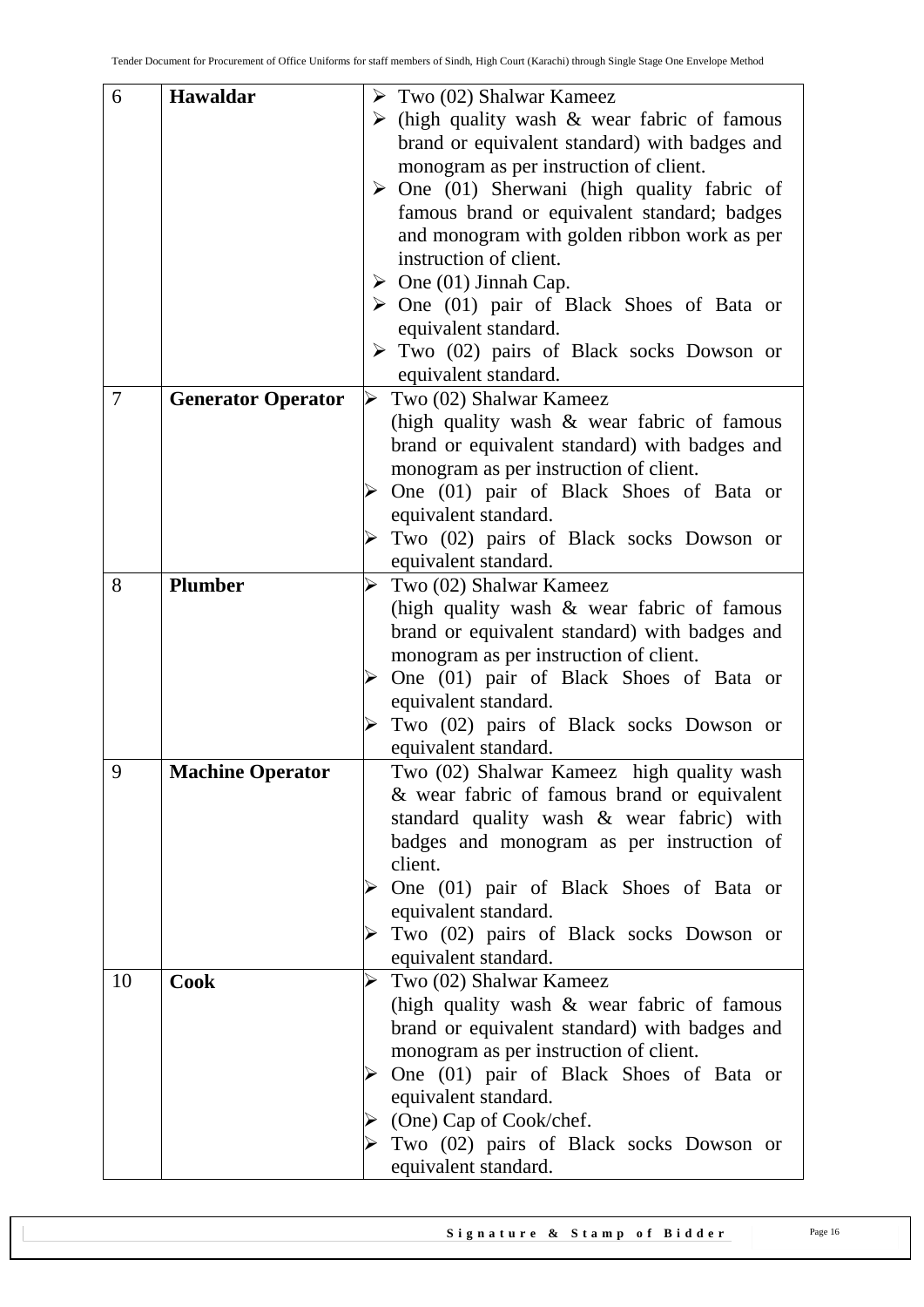| 6 | **Hawaldar** | ➢ Two (02) Shalwar Kameez<br>➢ (high quality wash & wear fabric of famous brand or equivalent standard) with badges and monogram as per instruction of client.<br>➢ One (01) Sherwani (high quality fabric of famous brand or equivalent standard; badges and monogram with golden ribbon work as per instruction of client.<br>➢ One (01) Jinnah Cap.<br>➢ One (01) pair of Black Shoes of Bata or equivalent standard.<br>➢ Two (02) pairs of Black socks Dowson or equivalent standard. |
|---|---|---|
| 7 | **Generator Operator** | ➢ Two (02) Shalwar Kameez (high quality wash & wear fabric of famous brand or equivalent standard) with badges and monogram as per instruction of client.<br>➢ One (01) pair of Black Shoes of Bata or equivalent standard.<br>➢ Two (02) pairs of Black socks Dowson or equivalent standard. |
| 8 | **Plumber** | ➢ Two (02) Shalwar Kameez (high quality wash & wear fabric of famous brand or equivalent standard) with badges and monogram as per instruction of client.<br>➢ One (01) pair of Black Shoes of Bata or equivalent standard.<br>➢ Two (02) pairs of Black socks Dowson or equivalent standard. |
| 9 | **Machine Operator** | Two (02) Shalwar Kameez high quality wash & wear fabric of famous brand or equivalent standard quality wash & wear fabric) with badges and monogram as per instruction of client.<br>➢ One (01) pair of Black Shoes of Bata or equivalent standard.<br>➢ Two (02) pairs of Black socks Dowson or equivalent standard. |
| 10 | **Cook** | ➢ Two (02) Shalwar Kameez (high quality wash & wear fabric of famous brand or equivalent standard) with badges and monogram as per instruction of client.<br>➢ One (01) pair of Black Shoes of Bata or equivalent standard.<br>➢ (One) Cap of Cook/chef.<br>➢ Two (02) pairs of Black socks Dowson or equivalent standard. |

**Signature & Stamp of Bidder**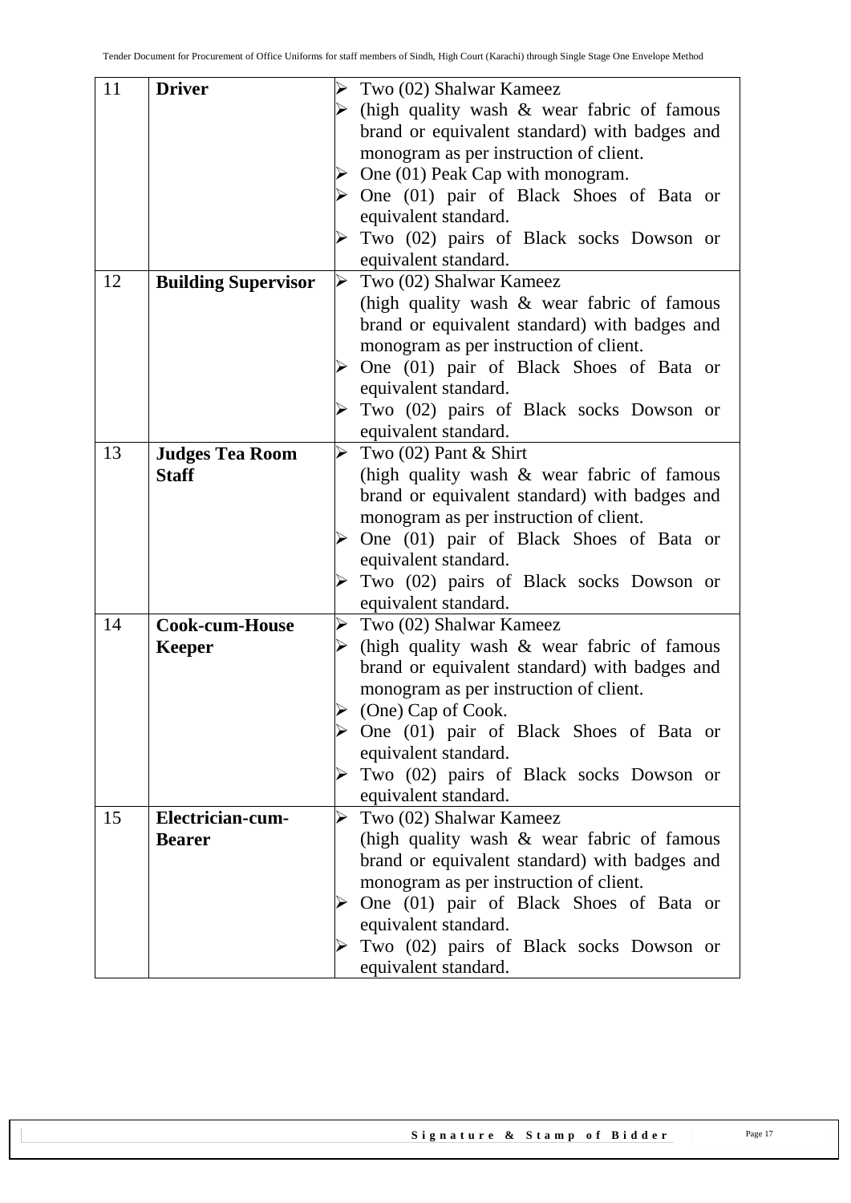| 11 | **Driver** | ➢ Two (02) Shalwar Kameez<br>➢ (high quality wash & wear fabric of famous brand or equivalent standard) with badges and monogram as per instruction of client.<br>➢ One (01) Peak Cap with monogram.<br>➢ One (01) pair of Black Shoes of Bata or equivalent standard.<br>➢ Two (02) pairs of Black socks Dowson or equivalent standard. |
|---|---|---|
| 12 | **Building Supervisor** | ➢ Two (02) Shalwar Kameez (high quality wash & wear fabric of famous brand or equivalent standard) with badges and monogram as per instruction of client.<br>➢ One (01) pair of Black Shoes of Bata or equivalent standard.<br>➢ Two (02) pairs of Black socks Dowson or equivalent standard. |
| 13 | **Judges Tea Room Staff** | ➢ Two (02) Pant & Shirt (high quality wash & wear fabric of famous brand or equivalent standard) with badges and monogram as per instruction of client.<br>➢ One (01) pair of Black Shoes of Bata or equivalent standard.<br>➢ Two (02) pairs of Black socks Dowson or equivalent standard. |
| 14 | **Cook-cum-House Keeper** | ➢ Two (02) Shalwar Kameez<br>➢ (high quality wash & wear fabric of famous brand or equivalent standard) with badges and monogram as per instruction of client.<br>➢ (One) Cap of Cook.<br>➢ One (01) pair of Black Shoes of Bata or equivalent standard.<br>➢ Two (02) pairs of Black socks Dowson or equivalent standard. |
| 15 | **Electrician-cum-Bearer** | ➢ Two (02) Shalwar Kameez (high quality wash & wear fabric of famous brand or equivalent standard) with badges and monogram as per instruction of client.<br>➢ One (01) pair of Black Shoes of Bata or equivalent standard.<br>➢ Two (02) pairs of Black socks Dowson or equivalent standard. |

**Signature & Stamp of Bidder**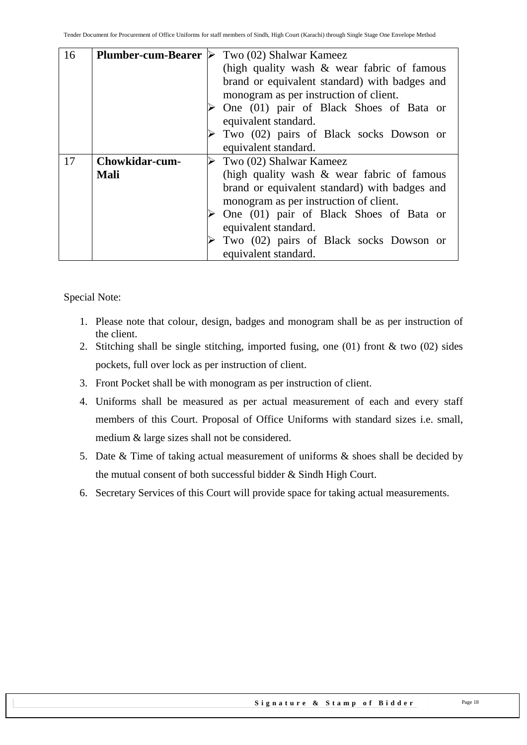| 16 | **Plumber-cum-Bearer** | ➢ Two (02) Shalwar Kameez (high quality wash & wear fabric of famous brand or equivalent standard) with badges and monogram as per instruction of client.<br>➢ One (01) pair of Black Shoes of Bata or equivalent standard.<br>➢ Two (02) pairs of Black socks Dowson or equivalent standard. |
|---|---|---|
| 17 | **Chowkidar-cum-Mali** | ➢ Two (02) Shalwar Kameez (high quality wash & wear fabric of famous brand or equivalent standard) with badges and monogram as per instruction of client.<br>➢ One (01) pair of Black Shoes of Bata or equivalent standard.<br>➢ Two (02) pairs of Black socks Dowson or equivalent standard. |

Special Note:

1. Please note that colour, design, badges and monogram shall be as per instruction of the client.
2. Stitching shall be single stitching, imported fusing, one (01) front & two (02) sides pockets, full over lock as per instruction of client.
3. Front Pocket shall be with monogram as per instruction of client.
4. Uniforms shall be measured as per actual measurement of each and every staff members of this Court. Proposal of Office Uniforms with standard sizes i.e. small, medium & large sizes shall not be considered.
5. Date & Time of taking actual measurement of uniforms & shoes shall be decided by the mutual consent of both successful bidder & Sindh High Court.
6. Secretary Services of this Court will provide space for taking actual measurements.

Signature & Stamp of Bidder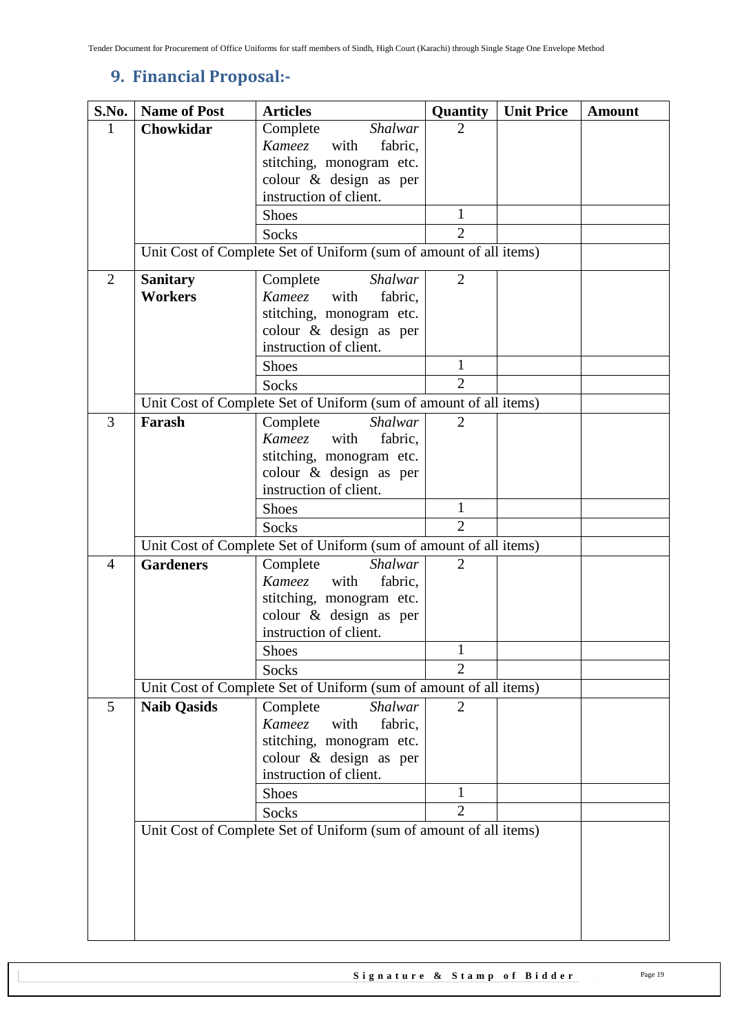## 9. Financial Proposal:-

| S.No. | Name of Post | Articles | Quantity | Unit Price | Amount |
|---|---|---|---|---|---|
| 1 | **Chowkidar** | Complete *Shalwar Kameez* with fabric, stitching, monogram etc. colour & design as per instruction of client. | 2 | | |
| | | Shoes | 1 | | |
| | | Socks | 2 | | |
| | Unit Cost of Complete Set of Uniform (sum of amount of all items) | | | | |
| 2 | **Sanitary Workers** | Complete *Shalwar Kameez* with fabric, stitching, monogram etc. colour & design as per instruction of client. | 2 | | |
| | | Shoes | 1 | | |
| | | Socks | 2 | | |
| | Unit Cost of Complete Set of Uniform (sum of amount of all items) | | | | |
| 3 | **Farash** | Complete *Shalwar Kameez* with fabric, stitching, monogram etc. colour & design as per instruction of client. | 2 | | |
| | | Shoes | 1 | | |
| | | Socks | 2 | | |
| | Unit Cost of Complete Set of Uniform (sum of amount of all items) | | | | |
| 4 | **Gardeners** | Complete *Shalwar Kameez* with fabric, stitching, monogram etc. colour & design as per instruction of client. | 2 | | |
| | | Shoes | 1 | | |
| | | Socks | 2 | | |
| | Unit Cost of Complete Set of Uniform (sum of amount of all items) | | | | |
| 5 | **Naib Qasids** | Complete *Shalwar Kameez* with fabric, stitching, monogram etc. colour & design as per instruction of client. | 2 | | |
| | | Shoes | 1 | | |
| | | Socks | 2 | | |
| | Unit Cost of Complete Set of Uniform (sum of amount of all items) | | | | |

**Signature & Stamp of Bidder**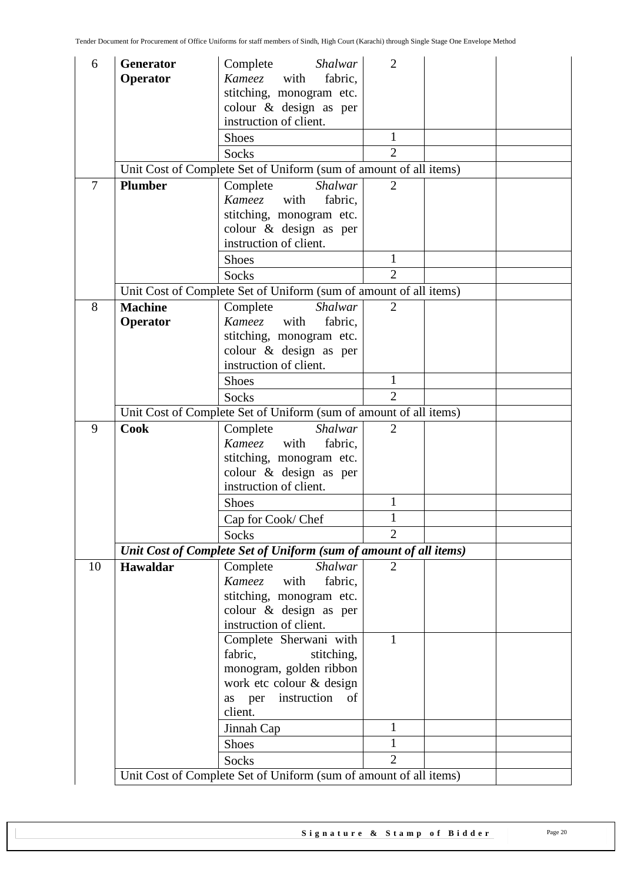| | | | | | |
|---|---|---|---|---|---|
| 6 | **Generator Operator** | Complete *Shalwar Kameez* with fabric, stitching, monogram etc. colour & design as per instruction of client. | 2 | | |
| | | Shoes | 1 | | |
| | | Socks | 2 | | |
| | Unit Cost of Complete Set of Uniform (sum of amount of all items) | | | | |
| 7 | **Plumber** | Complete *Shalwar Kameez* with fabric, stitching, monogram etc. colour & design as per instruction of client. | 2 | | |
| | | Shoes | 1 | | |
| | | Socks | 2 | | |
| | Unit Cost of Complete Set of Uniform (sum of amount of all items) | | | | |
| 8 | **Machine Operator** | Complete *Shalwar Kameez* with fabric, stitching, monogram etc. colour & design as per instruction of client. | 2 | | |
| | | Shoes | 1 | | |
| | | Socks | 2 | | |
| | Unit Cost of Complete Set of Uniform (sum of amount of all items) | | | | |
| 9 | **Cook** | Complete *Shalwar Kameez* with fabric, stitching, monogram etc. colour & design as per instruction of client. | 2 | | |
| | | Shoes | 1 | | |
| | | Cap for Cook/ Chef | 1 | | |
| | | Socks | 2 | | |
| | ***Unit Cost of Complete Set of Uniform (sum of amount of all items)*** | | | | |
| 10 | **Hawaldar** | Complete *Shalwar Kameez* with fabric, stitching, monogram etc. colour & design as per instruction of client. | 2 | | |
| | | Complete Sherwani with fabric, stitching, monogram, golden ribbon work etc colour & design as per instruction of client. | 1 | | |
| | | Jinnah Cap | 1 | | |
| | | Shoes | 1 | | |
| | | Socks | 2 | | |
| | Unit Cost of Complete Set of Uniform (sum of amount of all items) | | | | |

**Signature & Stamp of Bidder**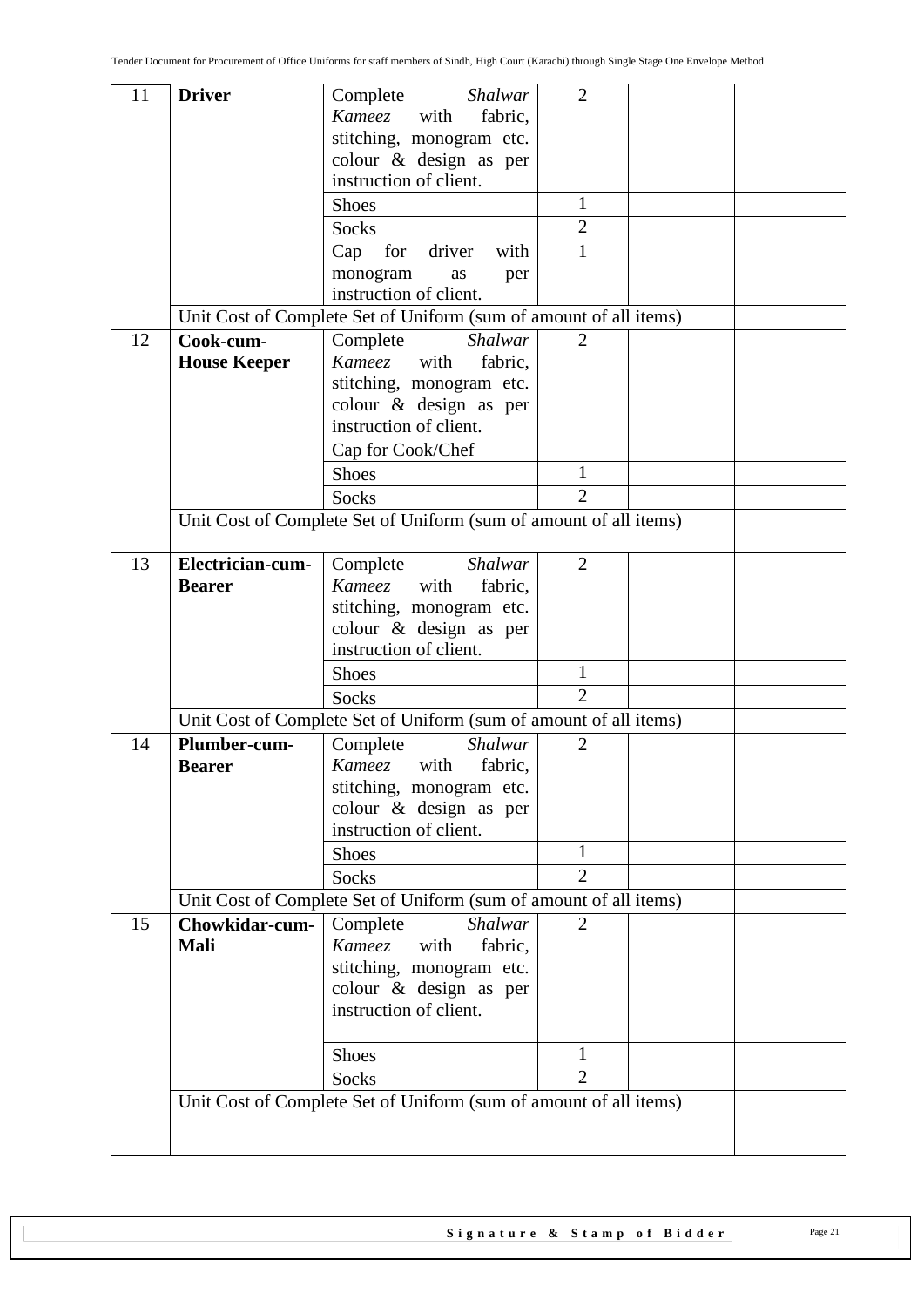| 11 | **Driver** | Complete *Shalwar Kameez* with fabric, stitching, monogram etc. colour & design as per instruction of client. | 2 | | |
|---|---|---|---|---|---|
| | | Shoes | 1 | | |
| | | Socks | 2 | | |
| | | Cap for driver with monogram as per instruction of client. | 1 | | |
| | Unit Cost of Complete Set of Uniform (sum of amount of all items) | | | | |
| 12 | **Cook-cum-House Keeper** | Complete *Shalwar Kameez* with fabric, stitching, monogram etc. colour & design as per instruction of client. | 2 | | |
| | | Cap for Cook/Chef | | | |
| | | Shoes | 1 | | |
| | | Socks | 2 | | |
| | Unit Cost of Complete Set of Uniform (sum of amount of all items) | | | | |
| 13 | **Electrician-cum-Bearer** | Complete *Shalwar Kameez* with fabric, stitching, monogram etc. colour & design as per instruction of client. | 2 | | |
| | | Shoes | 1 | | |
| | | Socks | 2 | | |
| | Unit Cost of Complete Set of Uniform (sum of amount of all items) | | | | |
| 14 | **Plumber-cum-Bearer** | Complete *Shalwar Kameez* with fabric, stitching, monogram etc. colour & design as per instruction of client. | 2 | | |
| | | Shoes | 1 | | |
| | | Socks | 2 | | |
| | Unit Cost of Complete Set of Uniform (sum of amount of all items) | | | | |
| 15 | **Chowkidar-cum-Mali** | Complete *Shalwar Kameez* with fabric, stitching, monogram etc. colour & design as per instruction of client. | 2 | | |
| | | Shoes | 1 | | |
| | | Socks | 2 | | |
| | Unit Cost of Complete Set of Uniform (sum of amount of all items) | | | | |

**Signature & Stamp of Bidder**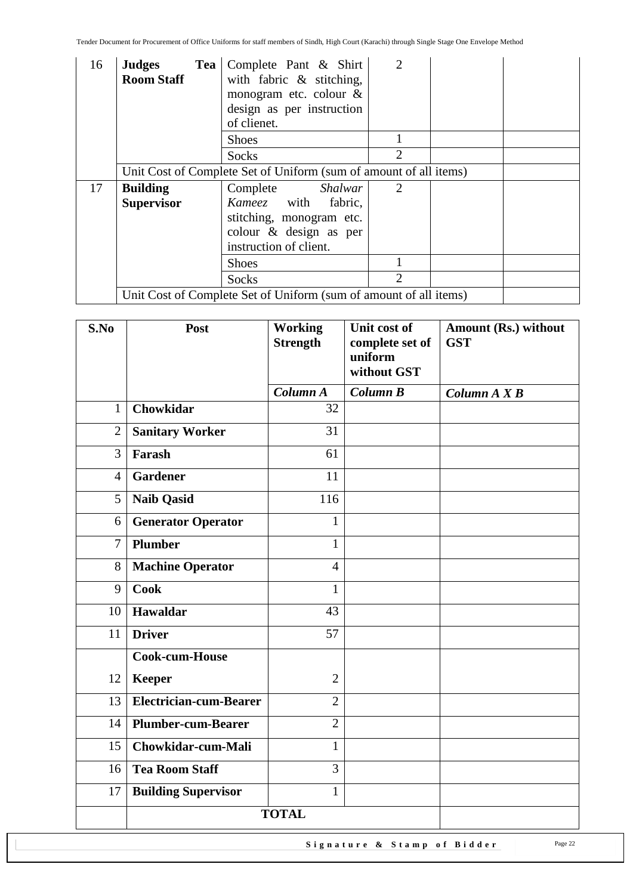| 16 | **Judges Tea Room Staff** | Complete Pant & Shirt with fabric & stitching, monogram etc. colour & design as per instruction of clienet. | 2 | | |
|---|---|---|---|---|---|
| | | Shoes | 1 | | |
| | | Socks | 2 | | |
| | Unit Cost of Complete Set of Uniform (sum of amount of all items) | | | | |
| 17 | **Building Supervisor** | Complete *Shalwar Kameez* with fabric, stitching, monogram etc. colour & design as per instruction of client. | 2 | | |
| | | Shoes | 1 | | |
| | | Socks | 2 | | |
| | Unit Cost of Complete Set of Uniform (sum of amount of all items) | | | | |

| S.No | Post | Working Strength | Unit cost of complete set of uniform without GST | Amount (Rs.) without GST |
|---|---|---|---|---|
| | | ***Column A*** | ***Column B*** | ***Column A X B*** |
| 1 | **Chowkidar** | 32 | | |
| 2 | **Sanitary Worker** | 31 | | |
| 3 | **Farash** | 61 | | |
| 4 | **Gardener** | 11 | | |
| 5 | **Naib Qasid** | 116 | | |
| 6 | **Generator Operator** | 1 | | |
| 7 | **Plumber** | 1 | | |
| 8 | **Machine Operator** | 4 | | |
| 9 | **Cook** | 1 | | |
| 10 | **Hawaldar** | 43 | | |
| 11 | **Driver** | 57 | | |
| 12 | **Cook-cum-House Keeper** | 2 | | |
| 13 | **Electrician-cum-Bearer** | 2 | | |
| 14 | **Plumber-cum-Bearer** | 2 | | |
| 15 | **Chowkidar-cum-Mali** | 1 | | |
| 16 | **Tea Room Staff** | 3 | | |
| 17 | **Building Supervisor** | 1 | | |
| | **TOTAL** | | | |

**Signature & Stamp of Bidder**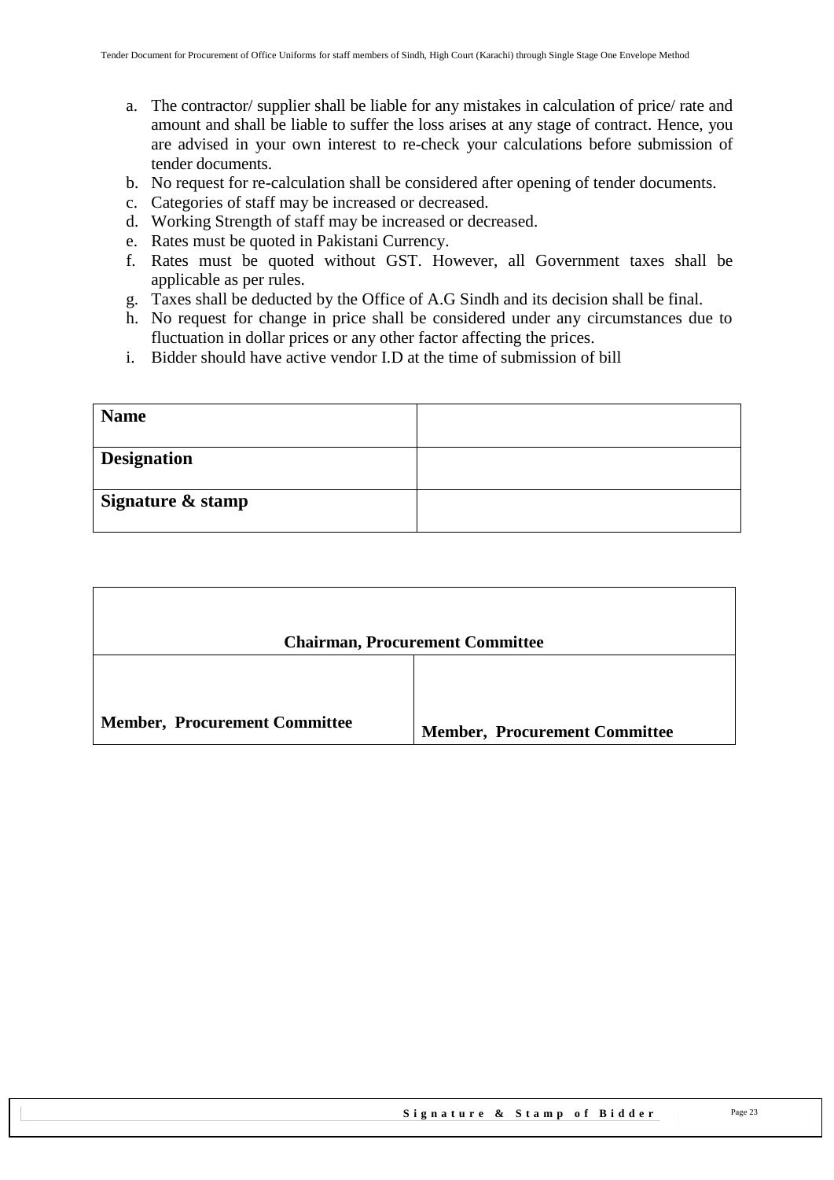a. The contractor/ supplier shall be liable for any mistakes in calculation of price/ rate and amount and shall be liable to suffer the loss arises at any stage of contract. Hence, you are advised in your own interest to re-check your calculations before submission of tender documents.
b. No request for re-calculation shall be considered after opening of tender documents.
c. Categories of staff may be increased or decreased.
d. Working Strength of staff may be increased or decreased.
e. Rates must be quoted in Pakistani Currency.
f. Rates must be quoted without GST. However, all Government taxes shall be applicable as per rules.
g. Taxes shall be deducted by the Office of A.G Sindh and its decision shall be final.
h. No request for change in price shall be considered under any circumstances due to fluctuation in dollar prices or any other factor affecting the prices.
i. Bidder should have active vendor I.D at the time of submission of bill

| **Name** | |
|---|---|
| **Designation** | |
| **Signature & stamp** | |

| **Chairman, Procurement Committee** | |
|---|---|
| **Member, Procurement Committee** | **Member, Procurement Committee** |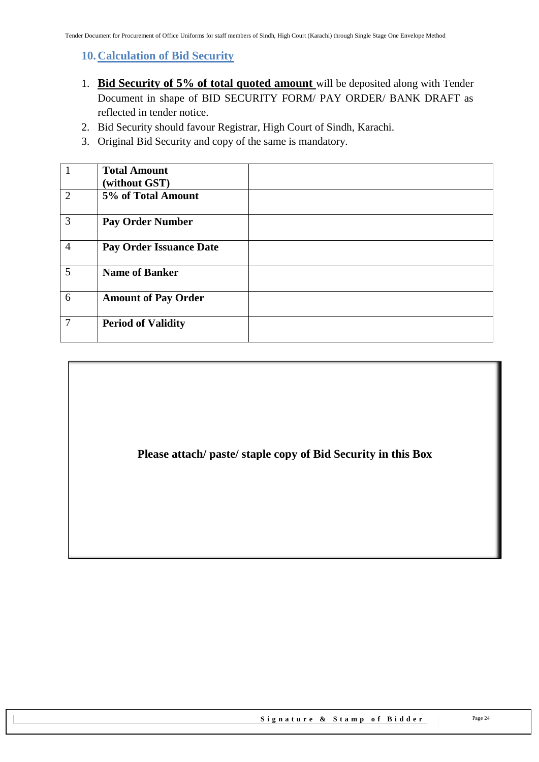## 10. Calculation of Bid Security

1. **Bid Security of 5% of total quoted amount** will be deposited along with Tender Document in shape of BID SECURITY FORM/ PAY ORDER/ BANK DRAFT as reflected in tender notice.
2. Bid Security should favour Registrar, High Court of Sindh, Karachi.
3. Original Bid Security and copy of the same is mandatory.

| | | |
|---|---|---|
| 1 | **Total Amount (without GST)** | |
| 2 | **5% of Total Amount** | |
| 3 | **Pay Order Number** | |
| 4 | **Pay Order Issuance Date** | |
| 5 | **Name of Banker** | |
| 6 | **Amount of Pay Order** | |
| 7 | **Period of Validity** | |

**Please attach/ paste/ staple copy of Bid Security in this Box**

**Signature & Stamp of Bidder**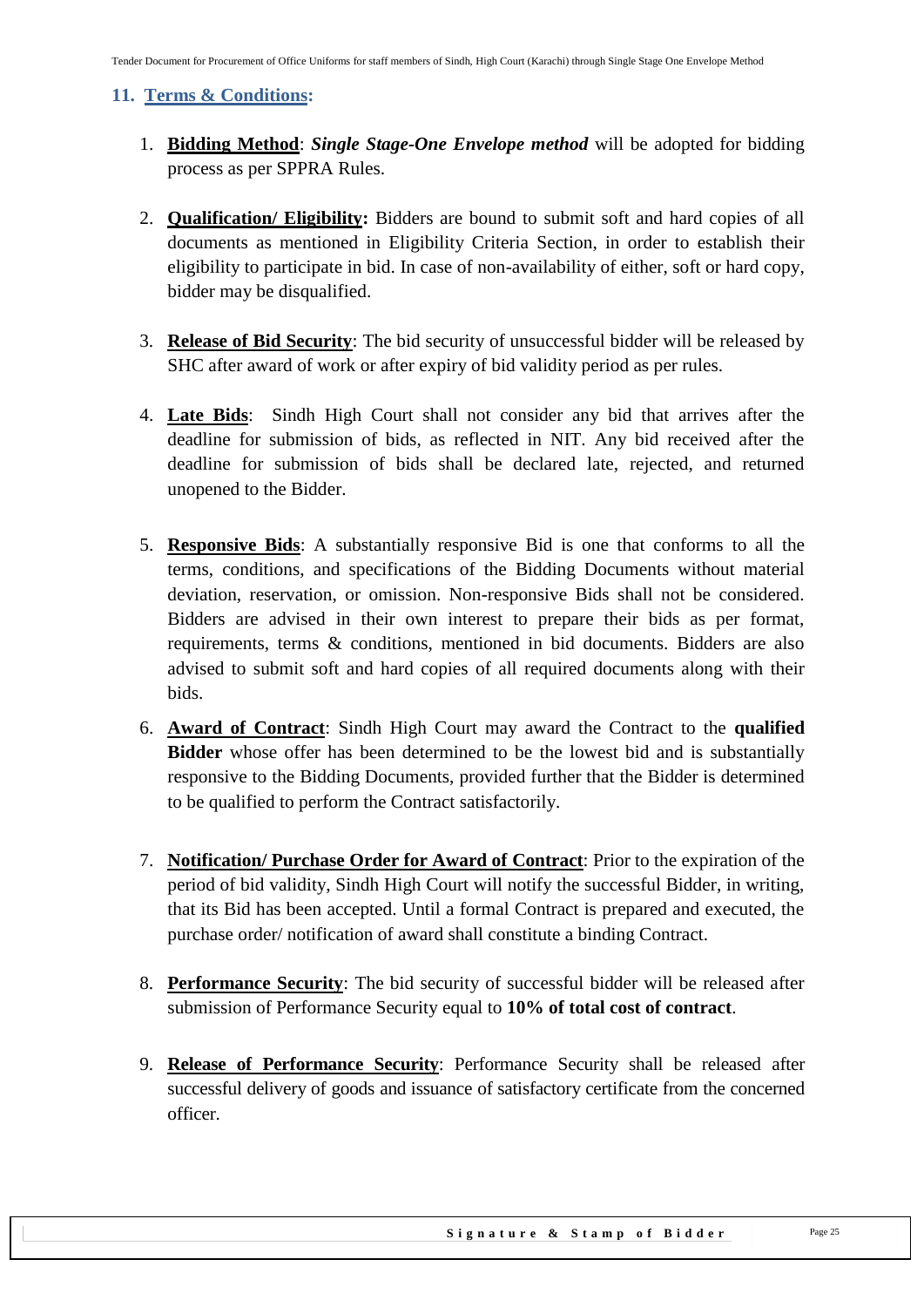## 11. Terms & Conditions:

1. **Bidding Method**: ***Single Stage-One Envelope method*** will be adopted for bidding process as per SPPRA Rules.

2. **Qualification/ Eligibility:** Bidders are bound to submit soft and hard copies of all documents as mentioned in Eligibility Criteria Section, in order to establish their eligibility to participate in bid. In case of non-availability of either, soft or hard copy, bidder may be disqualified.

3. **Release of Bid Security**: The bid security of unsuccessful bidder will be released by SHC after award of work or after expiry of bid validity period as per rules.

4. **Late Bids**: Sindh High Court shall not consider any bid that arrives after the deadline for submission of bids, as reflected in NIT. Any bid received after the deadline for submission of bids shall be declared late, rejected, and returned unopened to the Bidder.

5. **Responsive Bids**: A substantially responsive Bid is one that conforms to all the terms, conditions, and specifications of the Bidding Documents without material deviation, reservation, or omission. Non-responsive Bids shall not be considered. Bidders are advised in their own interest to prepare their bids as per format, requirements, terms & conditions, mentioned in bid documents. Bidders are also advised to submit soft and hard copies of all required documents along with their bids.

6. **Award of Contract**: Sindh High Court may award the Contract to the **qualified Bidder** whose offer has been determined to be the lowest bid and is substantially responsive to the Bidding Documents, provided further that the Bidder is determined to be qualified to perform the Contract satisfactorily.

7. **Notification/ Purchase Order for Award of Contract**: Prior to the expiration of the period of bid validity, Sindh High Court will notify the successful Bidder, in writing, that its Bid has been accepted. Until a formal Contract is prepared and executed, the purchase order/ notification of award shall constitute a binding Contract.

8. **Performance Security**: The bid security of successful bidder will be released after submission of Performance Security equal to **10% of total cost of contract**.

9. **Release of Performance Security**: Performance Security shall be released after successful delivery of goods and issuance of satisfactory certificate from the concerned officer.

**Signature & Stamp of Bidder**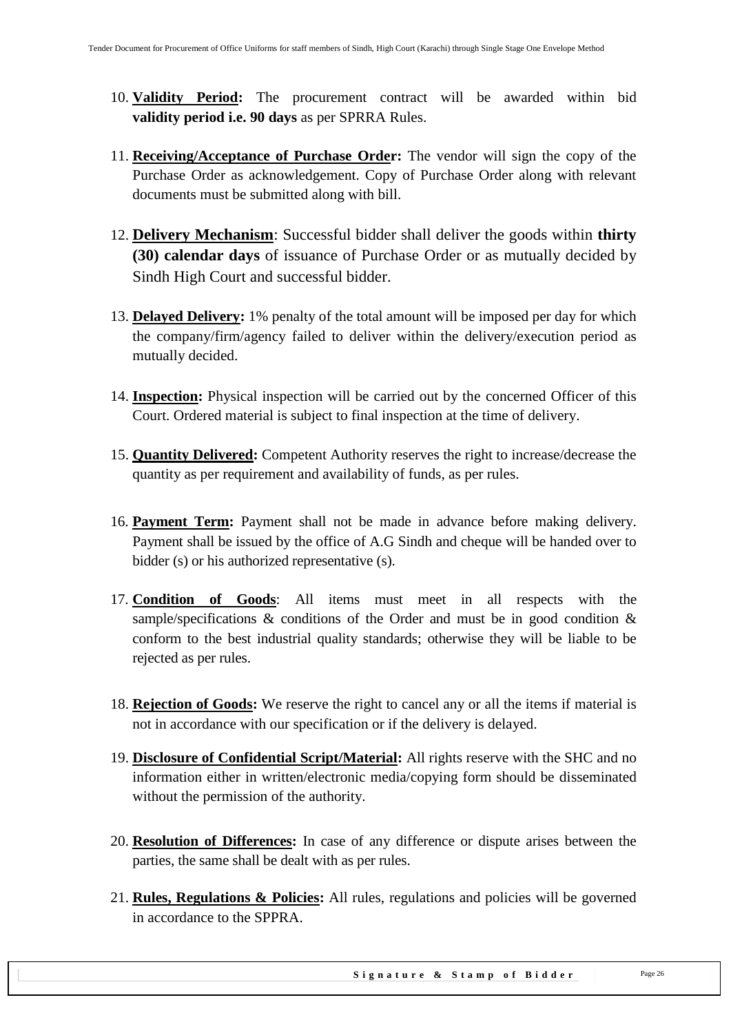10. **Validity Period:** The procurement contract will be awarded within bid **validity period i.e. 90 days** as per SPRRA Rules.

11. **Receiving/Acceptance of Purchase Order:** The vendor will sign the copy of the Purchase Order as acknowledgement. Copy of Purchase Order along with relevant documents must be submitted along with bill.

12. **Delivery Mechanism**: Successful bidder shall deliver the goods within **thirty (30) calendar days** of issuance of Purchase Order or as mutually decided by Sindh High Court and successful bidder.

13. **Delayed Delivery:** 1% penalty of the total amount will be imposed per day for which the company/firm/agency failed to deliver within the delivery/execution period as mutually decided.

14. **Inspection:** Physical inspection will be carried out by the concerned Officer of this Court. Ordered material is subject to final inspection at the time of delivery.

15. **Quantity Delivered:** Competent Authority reserves the right to increase/decrease the quantity as per requirement and availability of funds, as per rules.

16. **Payment Term:** Payment shall not be made in advance before making delivery. Payment shall be issued by the office of A.G Sindh and cheque will be handed over to bidder (s) or his authorized representative (s).

17. **Condition of Goods**: All items must meet in all respects with the sample/specifications & conditions of the Order and must be in good condition & conform to the best industrial quality standards; otherwise they will be liable to be rejected as per rules.

18. **Rejection of Goods:** We reserve the right to cancel any or all the items if material is not in accordance with our specification or if the delivery is delayed.

19. **Disclosure of Confidential Script/Material:** All rights reserve with the SHC and no information either in written/electronic media/copying form should be disseminated without the permission of the authority.

20. **Resolution of Differences:** In case of any difference or dispute arises between the parties, the same shall be dealt with as per rules.

21. **Rules, Regulations & Policies:** All rules, regulations and policies will be governed in accordance to the SPRRA.

**Signature & Stamp of Bidder**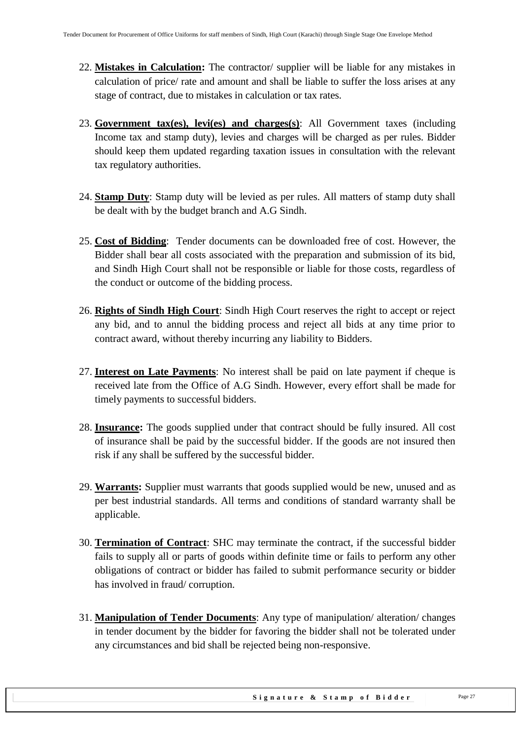22. **Mistakes in Calculation:** The contractor/ supplier will be liable for any mistakes in calculation of price/ rate and amount and shall be liable to suffer the loss arises at any stage of contract, due to mistakes in calculation or tax rates.

23. **Government tax(es), levi(es) and charges(s)**: All Government taxes (including Income tax and stamp duty), levies and charges will be charged as per rules. Bidder should keep them updated regarding taxation issues in consultation with the relevant tax regulatory authorities.

24. **Stamp Duty**: Stamp duty will be levied as per rules. All matters of stamp duty shall be dealt with by the budget branch and A.G Sindh.

25. **Cost of Bidding**: Tender documents can be downloaded free of cost. However, the Bidder shall bear all costs associated with the preparation and submission of its bid, and Sindh High Court shall not be responsible or liable for those costs, regardless of the conduct or outcome of the bidding process.

26. **Rights of Sindh High Court**: Sindh High Court reserves the right to accept or reject any bid, and to annul the bidding process and reject all bids at any time prior to contract award, without thereby incurring any liability to Bidders.

27. **Interest on Late Payments**: No interest shall be paid on late payment if cheque is received late from the Office of A.G Sindh. However, every effort shall be made for timely payments to successful bidders.

28. **Insurance:** The goods supplied under that contract should be fully insured. All cost of insurance shall be paid by the successful bidder. If the goods are not insured then risk if any shall be suffered by the successful bidder.

29. **Warrants:** Supplier must warrants that goods supplied would be new, unused and as per best industrial standards. All terms and conditions of standard warranty shall be applicable.

30. **Termination of Contract**: SHC may terminate the contract, if the successful bidder fails to supply all or parts of goods within definite time or fails to perform any other obligations of contract or bidder has failed to submit performance security or bidder has involved in fraud/ corruption.

31. **Manipulation of Tender Documents**: Any type of manipulation/ alteration/ changes in tender document by the bidder for favoring the bidder shall not be tolerated under any circumstances and bid shall be rejected being non-responsive.

**Signature & Stamp of Bidder**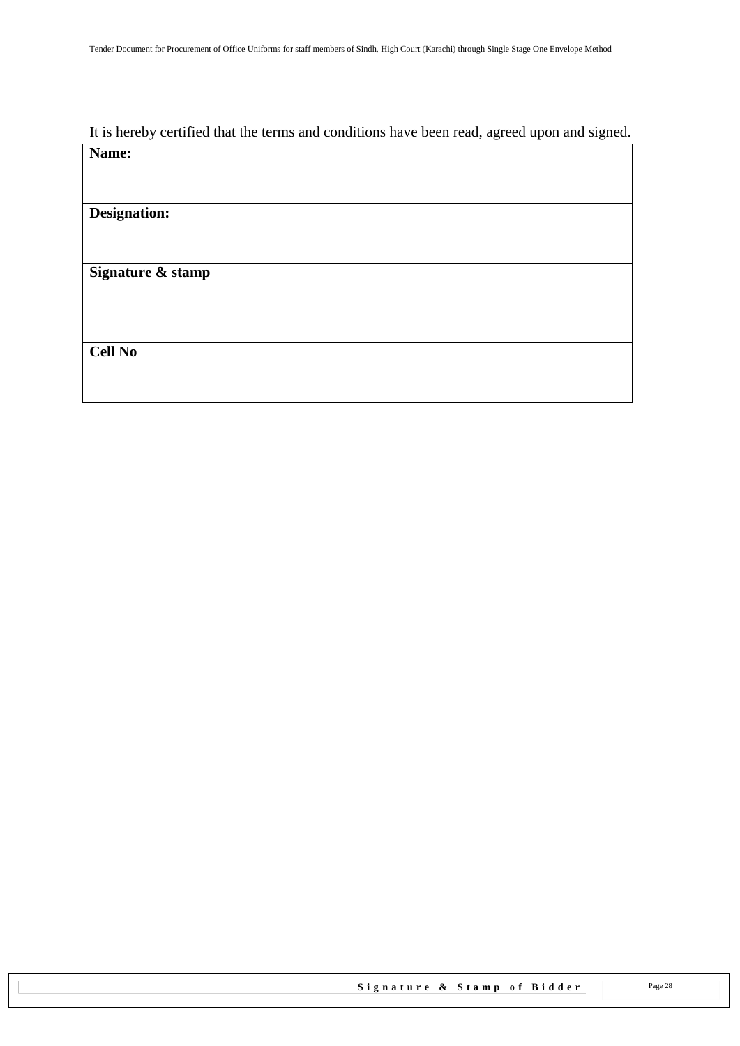It is hereby certified that the terms and conditions have been read, agreed upon and signed.

| **Name:** | |
|---|---|
| **Designation:** | |
| **Signature & stamp** | |
| **Cell No** | |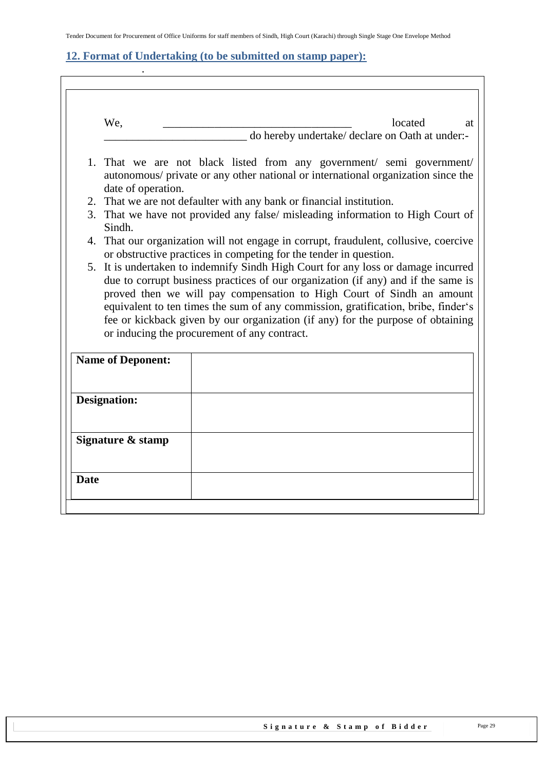## 12. Format of Undertaking (to be submitted on stamp paper):

We, ________________________________ located at ________________________ do hereby undertake/ declare on Oath at under:-

1. That we are not black listed from any government/ semi government/ autonomous/ private or any other national or international organization since the date of operation.
2. That we are not defaulter with any bank or financial institution.
3. That we have not provided any false/ misleading information to High Court of Sindh.
4. That our organization will not engage in corrupt, fraudulent, collusive, coercive or obstructive practices in competing for the tender in question.
5. It is undertaken to indemnify Sindh High Court for any loss or damage incurred due to corrupt business practices of our organization (if any) and if the same is proved then we will pay compensation to High Court of Sindh an amount equivalent to ten times the sum of any commission, gratification, bribe, finder's fee or kickback given by our organization (if any) for the purpose of obtaining or inducing the procurement of any contract.

| | |
|---|---|
| **Name of Deponent:** | |
| **Designation:** | |
| **Signature & stamp** | |
| **Date** | |

**Signature & Stamp of Bidder**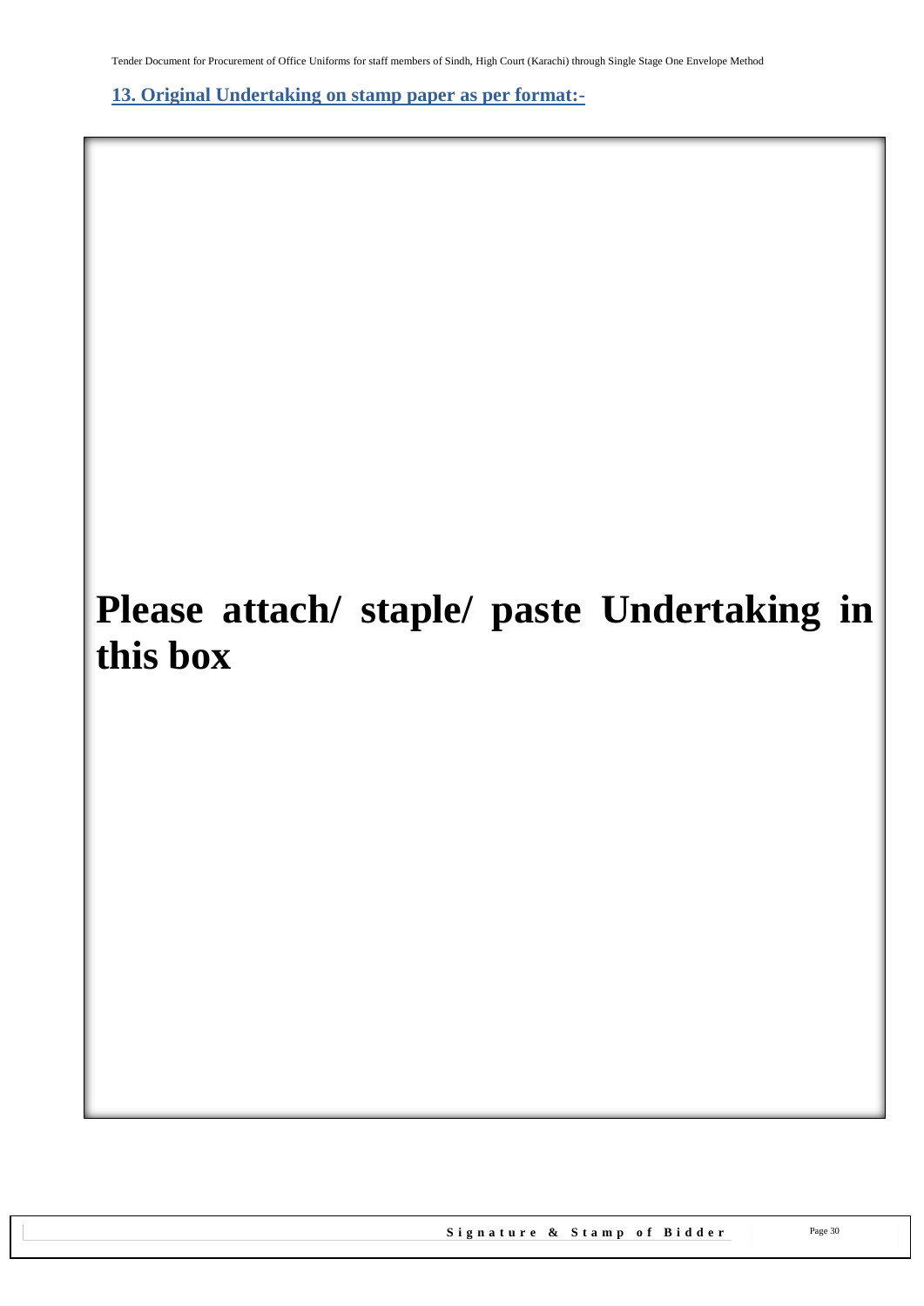## 13. Original Undertaking on stamp paper as per format:-

**Please attach/ staple/ paste Undertaking in this box**

**Signature & Stamp of Bidder**